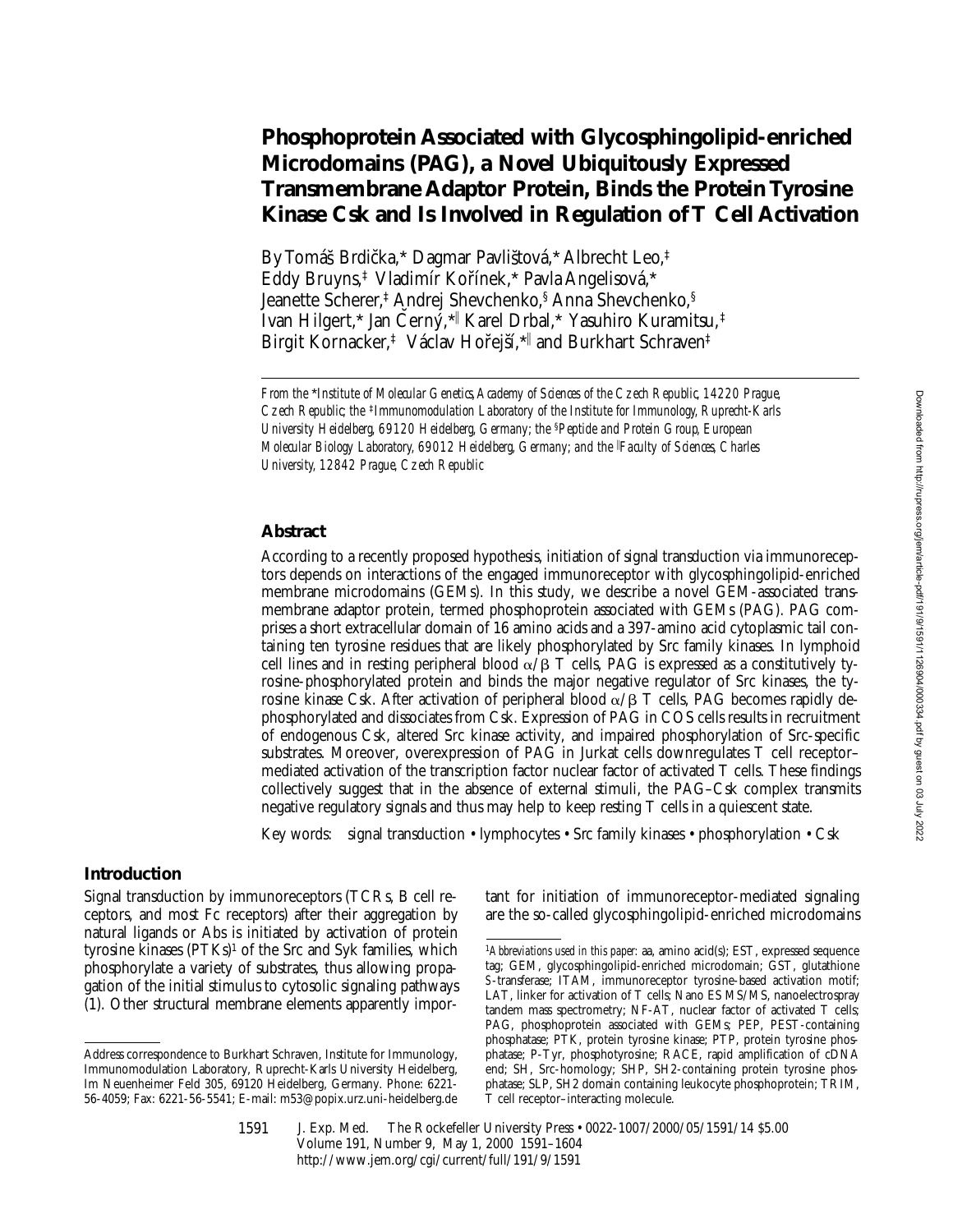# Phosphoprotein Associated with Glycosphingolipid-enriched Microdomains (PAG), a Novel Ubiquitously Expressed Transmembrane Adaptor Protein, Binds the Protein Tyrosine Kinase Csk and Is Involved in Regulation of T Cell Activation

By Tomáš Brdička,* Dagmar Pavlištová,* Albrecht Leo,[‡] Eddy Bruyns,[‡] Vladimír Kořínek,* Pavla Angelisová,* Jeanette Scherer,[‡] Andrej Shevchenko,[§] Anna Shevchenko,[§] Ivan Hilgert,* Jan Černý,*[‖] Karel Drbal,* Yasuhiro Kuramitsu,[‡] Birgit Kornacker,[‡] Václav Hořejší,*[‖] and Burkhart Schraven[‡]

*From the \*Institute of Molecular Genetics, Academy of Sciences of the Czech Republic, 14220 Prague, Czech Republic; the [‡]Immunomodulation Laboratory of the Institute for Immunology, Ruprecht-Karls University Heidelberg, 69120 Heidelberg, Germany; the [§]Peptide and Protein Group, European Molecular Biology Laboratory, 69012 Heidelberg, Germany; and the [‖]Faculty of Sciences, Charles University, 12842 Prague, Czech Republic*

## Abstract

According to a recently proposed hypothesis, initiation of signal transduction via immunoreceptors depends on interactions of the engaged immunoreceptor with glycosphingolipid-enriched membrane microdomains (GEMs). In this study, we describe a novel GEM-associated transmembrane adaptor protein, termed phosphoprotein associated with GEMs (PAG). PAG comprises a short extracellular domain of 16 amino acids and a 397-amino acid cytoplasmic tail containing ten tyrosine residues that are likely phosphorylated by Src family kinases. In lymphoid cell lines and in resting peripheral blood $\alpha/\beta$ T cells, PAG is expressed as a constitutively tyrosine-phosphorylated protein and binds the major negative regulator of Src kinases, the tyrosine kinase Csk. After activation of peripheral blood $\alpha/\beta$ T cells, PAG becomes rapidly dephosphorylated and dissociates from Csk. Expression of PAG in COS cells results in recruitment of endogenous Csk, altered Src kinase activity, and impaired phosphorylation of Src-specific substrates. Moreover, overexpression of PAG in Jurkat cells downregulates T cell receptor–mediated activation of the transcription factor nuclear factor of activated T cells. These findings collectively suggest that in the absence of external stimuli, the PAG–Csk complex transmits negative regulatory signals and thus may help to keep resting T cells in a quiescent state.

Key words: signal transduction • lymphocytes • Src family kinases • phosphorylation • Csk

## Introduction

Signal transduction by immunoreceptors (TCRs, B cell receptors, and most Fc receptors) after their aggregation by natural ligands or Abs is initiated by activation of protein tyrosine kinases (PTKs)[1] of the Src and Syk families, which phosphorylate a variety of substrates, thus allowing propagation of the initial stimulus to cytosolic signaling pathways (1). Other structural membrane elements apparently important for initiation of immunoreceptor-mediated signaling are the so-called glycosphingolipid-enriched microdomains

---

Address correspondence to Burkhart Schraven, Institute for Immunology, Immunomodulation Laboratory, Ruprecht-Karls University Heidelberg, Im Neuenheimer Feld 305, 69120 Heidelberg, Germany. Phone: 6221-56-4059; Fax: 6221-56-5541; E-mail: m53@popix.urz.uni-heidelberg.de

[1]*Abbreviations used in this paper:* aa, amino acid(s); EST, expressed sequence tag; GEM, glycosphingolipid-enriched microdomain; GST, glutathione *S*-transferase; ITAM, immunoreceptor tyrosine-based activation motif; LAT, linker for activation of T cells; Nano ES MS/MS, nanoelectrospray tandem mass spectrometry; NF-AT, nuclear factor of activated T cells; PAG, phosphoprotein associated with GEMs; PEP, PEST-containing phosphatase; PTK, protein tyrosine kinase; PTP, protein tyrosine phosphatase; P-Tyr, phosphotyrosine; RACE, rapid amplification of cDNA end; SH, Src-homology; SHP, SH2-containing protein tyrosine phosphatase; SLP, SH2 domain containing leukocyte phosphoprotein; TRIM, T cell receptor–interacting molecule.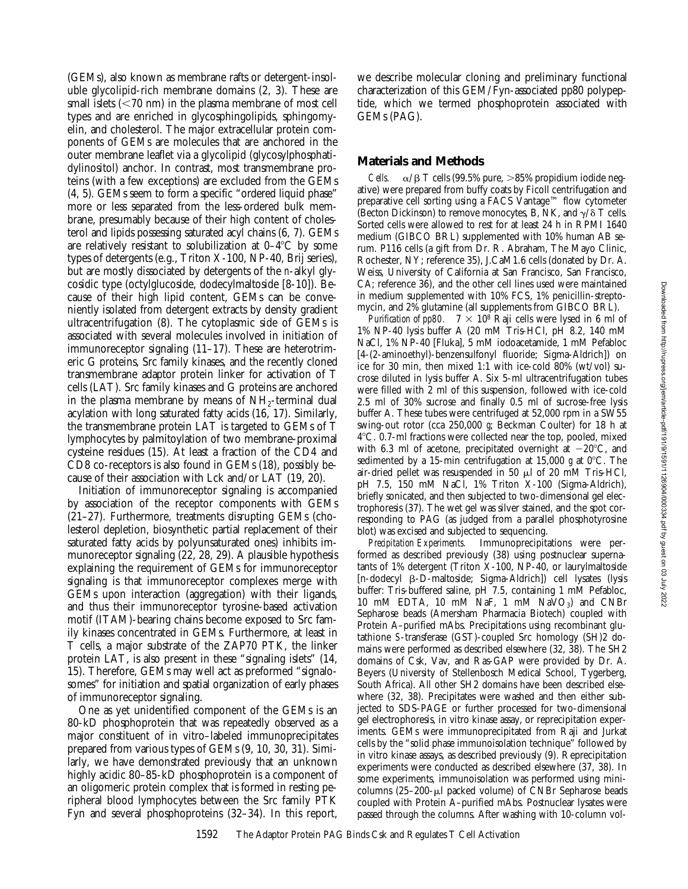(GEMs), also known as membrane rafts or detergent-insoluble glycolipid-rich membrane domains (2, 3). These are small islets (<70 nm) in the plasma membrane of most cell types and are enriched in glycosphingolipids, sphingomyelin, and cholesterol. The major extracellular protein components of GEMs are molecules that are anchored in the outer membrane leaflet via a glycolipid (glycosylphosphatidylinositol) anchor. In contrast, most transmembrane proteins (with a few exceptions) are excluded from the GEMs (4, 5). GEMs seem to form a specific "ordered liquid phase" more or less separated from the less-ordered bulk membrane, presumably because of their high content of cholesterol and lipids possessing saturated acyl chains (6, 7). GEMs are relatively resistant to solubilization at 0–4°C by some types of detergents (e.g., Triton X-100, NP-40, Brij series), but are mostly dissociated by detergents of the *n*-alkyl glycosidic type (octylglucoside, dodecylmaltoside [8-10]). Because of their high lipid content, GEMs can be conveniently isolated from detergent extracts by density gradient ultracentrifugation (8). The cytoplasmic side of GEMs is associated with several molecules involved in initiation of immunoreceptor signaling (11–17). These are heterotrimeric G proteins, Src family kinases, and the recently cloned transmembrane adaptor protein linker for activation of T cells (LAT). Src family kinases and G proteins are anchored in the plasma membrane by means of $NH_2$-terminal dual acylation with long saturated fatty acids (16, 17). Similarly, the transmembrane protein LAT is targeted to GEMs of T lymphocytes by palmitoylation of two membrane-proximal cysteine residues (15). At least a fraction of the CD4 and CD8 co-receptors is also found in GEMs (18), possibly because of their association with Lck and/or LAT (19, 20).

Initiation of immunoreceptor signaling is accompanied by association of the receptor components with GEMs (21–27). Furthermore, treatments disrupting GEMs (cholesterol depletion, biosynthetic partial replacement of their saturated fatty acids by polyunsaturated ones) inhibits immunoreceptor signaling (22, 28, 29). A plausible hypothesis explaining the requirement of GEMs for immunoreceptor signaling is that immunoreceptor complexes merge with GEMs upon interaction (aggregation) with their ligands, and thus their immunoreceptor tyrosine-based activation motif (ITAM)-bearing chains become exposed to Src family kinases concentrated in GEMs. Furthermore, at least in T cells, a major substrate of the ZAP70 PTK, the linker protein LAT, is also present in these "signaling islets" (14, 15). Therefore, GEMs may well act as preformed "signalosomes" for initiation and spatial organization of early phases of immunoreceptor signaling.

One as yet unidentified component of the GEMs is an 80-kD phosphoprotein that was repeatedly observed as a major constituent of in vitro–labeled immunoprecipitates prepared from various types of GEMs (9, 10, 30, 31). Similarly, we have demonstrated previously that an unknown highly acidic 80–85-kD phosphoprotein is a component of an oligomeric protein complex that is formed in resting peripheral blood lymphocytes between the Src family PTK Fyn and several phosphoproteins (32–34). In this report, we describe molecular cloning and preliminary functional characterization of this GEM/Fyn-associated pp80 polypeptide, which we termed phosphoprotein associated with GEMs (PAG).

## Materials and Methods

*Cells.* α/β T cells (99.5% pure, >85% propidium iodide negative) were prepared from buffy coats by Ficoll centrifugation and preparative cell sorting using a FACS Vantage™ flow cytometer (Becton Dickinson) to remove monocytes, B, NK, and γ/δ T cells. Sorted cells were allowed to rest for at least 24 h in RPMI 1640 medium (GIBCO BRL) supplemented with 10% human AB serum. P116 cells (a gift from Dr. R. Abraham, The Mayo Clinic, Rochester, NY; reference 35), J.CaM1.6 cells (donated by Dr. A. Weiss, University of California at San Francisco, San Francisco, CA; reference 36), and the other cell lines used were maintained in medium supplemented with 10% FCS, 1% penicillin-streptomycin, and 2% glutamine (all supplements from GIBCO BRL).

*Purification of pp80.* $7 \times 10^8$ Raji cells were lysed in 6 ml of 1% NP-40 lysis buffer A (20 mM Tris-HCl, pH 8.2, 140 mM NaCl, 1% NP-40 [Fluka], 5 mM iodoacetamide, 1 mM Pefabloc [4-(2-aminoethyl)-benzensulfonyl fluoride; Sigma-Aldrich]) on ice for 30 min, then mixed 1:1 with ice-cold 80% (wt/vol) sucrose diluted in lysis buffer A. Six 5-ml ultracentrifugation tubes were filled with 2 ml of this suspension, followed with ice-cold 2.5 ml of 30% sucrose and finally 0.5 ml of sucrose-free lysis buffer A. These tubes were centrifuged at 52,000 rpm in a SW55 swing-out rotor (cca 250,000 *g*; Beckman Coulter) for 18 h at 4°C. 0.7-ml fractions were collected near the top, pooled, mixed with 6.3 ml of acetone, precipitated overnight at −20°C, and sedimented by a 15-min centrifugation at 15,000 *g* at 0°C. The air-dried pellet was resuspended in 50 μl of 20 mM Tris-HCl, pH 7.5, 150 mM NaCl, 1% Triton X-100 (Sigma-Aldrich), briefly sonicated, and then subjected to two-dimensional gel electrophoresis (37). The wet gel was silver stained, and the spot corresponding to PAG (as judged from a parallel phosphotyrosine blot) was excised and subjected to sequencing.

*Precipitation Experiments.* Immunoprecipitations were performed as described previously (38) using postnuclear supernatants of 1% detergent (Triton X-100, NP-40, or laurylmaltoside [n-dodecyl β-D-maltoside; Sigma-Aldrich]) cell lysates (lysis buffer: Tris-buffered saline, pH 7.5, containing 1 mM Pefabloc, 10 mM EDTA, 10 mM NaF, 1 mM $NaVO_3$) and CNBr Sepharose beads (Amersham Pharmacia Biotech) coupled with Protein A–purified mAbs. Precipitations using recombinant glutathione *S*-transferase (GST)-coupled Src homology (SH)2 domains were performed as described elsewhere (32, 38). The SH2 domains of Csk, Vav, and Ras-GAP were provided by Dr. A. Beyers (University of Stellenbosch Medical School, Tygerberg, South Africa). All other SH2 domains have been described elsewhere (32, 38). Precipitates were washed and then either subjected to SDS-PAGE or further processed for two-dimensional gel electrophoresis, in vitro kinase assay, or reprecipitation experiments. GEMs were immunoprecipitated from Raji and Jurkat cells by the "solid phase immunoisolation technique" followed by in vitro kinase assays, as described previously (9). Reprecipitation experiments were conducted as described elsewhere (37, 38). In some experiments, immunoisolation was performed using minicolumns (25–200-μl packed volume) of CNBr Sepharose beads coupled with Protein A–purified mAbs. Postnuclear lysates were passed through the columns. After washing with 10-column vol-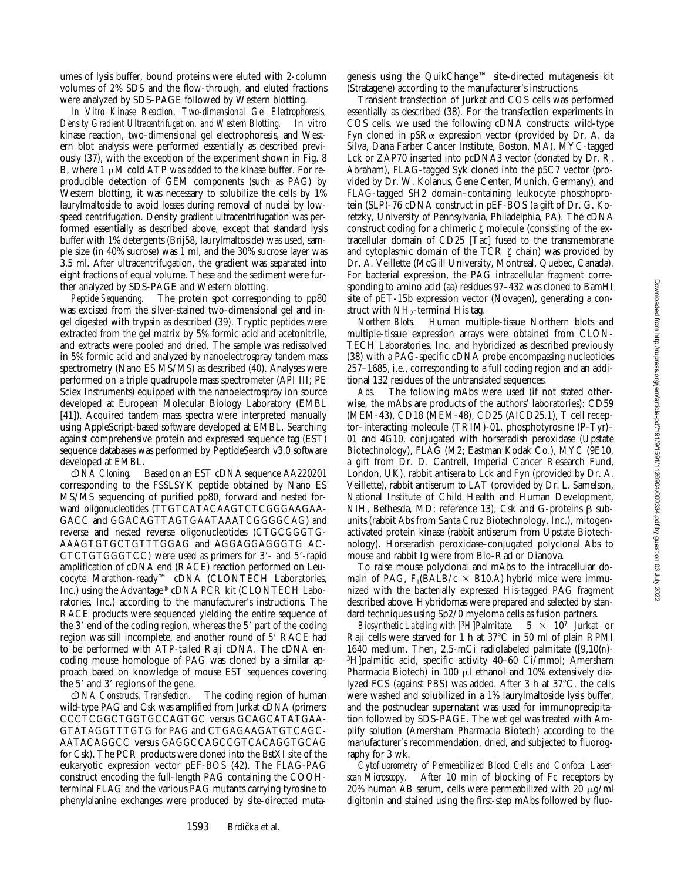umes of lysis buffer, bound proteins were eluted with 2-column volumes of 2% SDS and the flow-through, and eluted fractions were analyzed by SDS-PAGE followed by Western blotting.

*In Vitro Kinase Reaction, Two-dimensional Gel Electrophoresis, Density Gradient Ultracentrifugation, and Western Blotting.* In vitro kinase reaction, two-dimensional gel electrophoresis, and Western blot analysis were performed essentially as described previously (37), with the exception of the experiment shown in Fig. 8 B, where 1 μM cold ATP was added to the kinase buffer. For reproducible detection of GEM components (such as PAG) by Western blotting, it was necessary to solubilize the cells by 1% laurylmaltoside to avoid losses during removal of nuclei by low-speed centrifugation. Density gradient ultracentrifugation was performed essentially as described above, except that standard lysis buffer with 1% detergents (Brij58, laurylmaltoside) was used, sample size (in 40% sucrose) was 1 ml, and the 30% sucrose layer was 3.5 ml. After ultracentrifugation, the gradient was separated into eight fractions of equal volume. These and the sediment were further analyzed by SDS-PAGE and Western blotting.

*Peptide Sequencing.* The protein spot corresponding to pp80 was excised from the silver-stained two-dimensional gel and in-gel digested with trypsin as described (39). Tryptic peptides were extracted from the gel matrix by 5% formic acid and acetonitrile, and extracts were pooled and dried. The sample was redissolved in 5% formic acid and analyzed by nanoelectrospray tandem mass spectrometry (Nano ES MS/MS) as described (40). Analyses were performed on a triple quadrupole mass spectrometer (API III; PE Sciex Instruments) equipped with the nanoelectrospray ion source developed at European Molecular Biology Laboratory (EMBL [41]). Acquired tandem mass spectra were interpreted manually using AppleScript-based software developed at EMBL. Searching against comprehensive protein and expressed sequence tag (EST) sequence databases was performed by PeptideSearch v3.0 software developed at EMBL.

*cDNA Cloning.* Based on an EST cDNA sequence AA220201 corresponding to the FSSLSYK peptide obtained by Nano ES MS/MS sequencing of purified pp80, forward and nested forward oligonucleotides (TTGTCATACAAGTCTCGGGAAGAAGACC and GGACAGTTAGTGAATAAATCGGGGCAG) and reverse and nested reverse oligonucleotides (CTGCGGGTGAAAGTGTGCTGTTTGGAG and AGGAGGAGGGTG ACCTCTGTGGGTCC) were used as primers for 3′- and 5′-rapid amplification of cDNA end (RACE) reaction performed on Leucocyte Marathon-ready™ cDNA (CLONTECH Laboratories, Inc.) using the Advantage® cDNA PCR kit (CLONTECH Laboratories, Inc.) according to the manufacturer's instructions. The RACE products were sequenced yielding the entire sequence of the 3′ end of the coding region, whereas the 5′ part of the coding region was still incomplete, and another round of 5′ RACE had to be performed with ATP-tailed Raji cDNA. The cDNA encoding mouse homologue of PAG was cloned by a similar approach based on knowledge of mouse EST sequences covering the 5′ and 3′ regions of the gene.

*cDNA Constructs, Transfection.* The coding region of human wild-type PAG and Csk was amplified from Jurkat cDNA (primers: CCCTCGGCTGGTGCCAGTGC versus GCAGCATATGAAGTATAGGTTTGTG for PAG and CTGAGAAGATGTCAGCAATACAGGCC versus GAGGCCAGCCGTCACAGGTGCAG for Csk). The PCR products were cloned into the BstXI site of the eukaryotic expression vector pEF-BOS (42). The FLAG-PAG construct encoding the full-length PAG containing the COOH-terminal FLAG and the various PAG mutants carrying tyrosine to phenylalanine exchanges were produced by site-directed mutagenesis using the QuikChange™ site-directed mutagenesis kit (Stratagene) according to the manufacturer's instructions.

Transient transfection of Jurkat and COS cells was performed essentially as described (38). For the transfection experiments in COS cells, we used the following cDNA constructs: wild-type Fyn cloned in pSRα expression vector (provided by Dr. A. da Silva, Dana Farber Cancer Institute, Boston, MA), MYC-tagged Lck or ZAP70 inserted into pcDNA3 vector (donated by Dr. R. Abraham), FLAG-tagged Syk cloned into the p5C7 vector (provided by Dr. W. Kolanus, Gene Center, Munich, Germany), and FLAG-tagged SH2 domain–containing leukocyte phosphoprotein (SLP)-76 cDNA construct in pEF-BOS (a gift of Dr. G. Koretzky, University of Pennsylvania, Philadelphia, PA). The cDNA construct coding for a chimeric ζ molecule (consisting of the extracellular domain of CD25 [Tac] fused to the transmembrane and cytoplasmic domain of the TCR ζ chain) was provided by Dr. A. Veillette (McGill University, Montreal, Quebec, Canada). For bacterial expression, the PAG intracellular fragment corresponding to amino acid (aa) residues 97–432 was cloned to BamHI site of pET-15b expression vector (Novagen), generating a construct with $NH_2$-terminal His tag.

*Northern Blots.* Human multiple-tissue Northern blots and multiple-tissue expression arrays were obtained from CLONTECH Laboratories, Inc. and hybridized as described previously (38) with a PAG-specific cDNA probe encompassing nucleotides 257–1685, i.e., corresponding to a full coding region and an additional 132 residues of the untranslated sequences.

*Abs.* The following mAbs were used (if not stated otherwise, the mAbs are products of the authors' laboratories): CD59 (MEM-43), CD18 (MEM-48), CD25 (AICD25.1), T cell receptor–interacting molecule (TRIM)-01, phosphotyrosine (P-Tyr)–01 and 4G10, conjugated with horseradish peroxidase (Upstate Biotechnology), FLAG (M2; Eastman Kodak Co.), MYC (9E10, a gift from Dr. D. Cantrell, Imperial Cancer Research Fund, London, UK), rabbit antisera to Lck and Fyn (provided by Dr. A. Veillette), rabbit antiserum to LAT (provided by Dr. L. Samelson, National Institute of Child Health and Human Development, NIH, Bethesda, MD; reference 13), Csk and G-proteins β subunits (rabbit Abs from Santa Cruz Biotechnology, Inc.), mitogen-activated protein kinase (rabbit antiserum from Upstate Biotechnology). Horseradish peroxidase–conjugated polyclonal Abs to mouse and rabbit Ig were from Bio-Rad or Dianova.

To raise mouse polyclonal and mAbs to the intracellular domain of PAG, $F_1$(BALB/c × B10.A) hybrid mice were immunized with the bacterially expressed His-tagged PAG fragment described above. Hybridomas were prepared and selected by standard techniques using Sp2/0 myeloma cells as fusion partners.

*Biosynthetic Labeling with [$^3$H]Palmitate.* $5 \times 10^7$ Jurkat or Raji cells were starved for 1 h at 37°C in 50 ml of plain RPMI 1640 medium. Then, 2.5-mCi radiolabeled palmitate ([9,10(n)-$^3$H]palmitic acid, specific activity 40–60 Ci/mmol; Amersham Pharmacia Biotech) in 100 μl ethanol and 10% extensively dialyzed FCS (against PBS) was added. After 3 h at 37°C, the cells were washed and solubilized in a 1% laurylmaltoside lysis buffer, and the postnuclear supernatant was used for immunoprecipitation followed by SDS-PAGE. The wet gel was treated with Amplify solution (Amersham Pharmacia Biotech) according to the manufacturer's recommendation, dried, and subjected to fluorography for 3 wk.

*Cytofluorometry of Permeabilized Blood Cells and Confocal Laser-scan Microscopy.* After 10 min of blocking of Fc receptors by 20% human AB serum, cells were permeabilized with 20 μg/ml digitonin and stained using the first-step mAbs followed by fluo-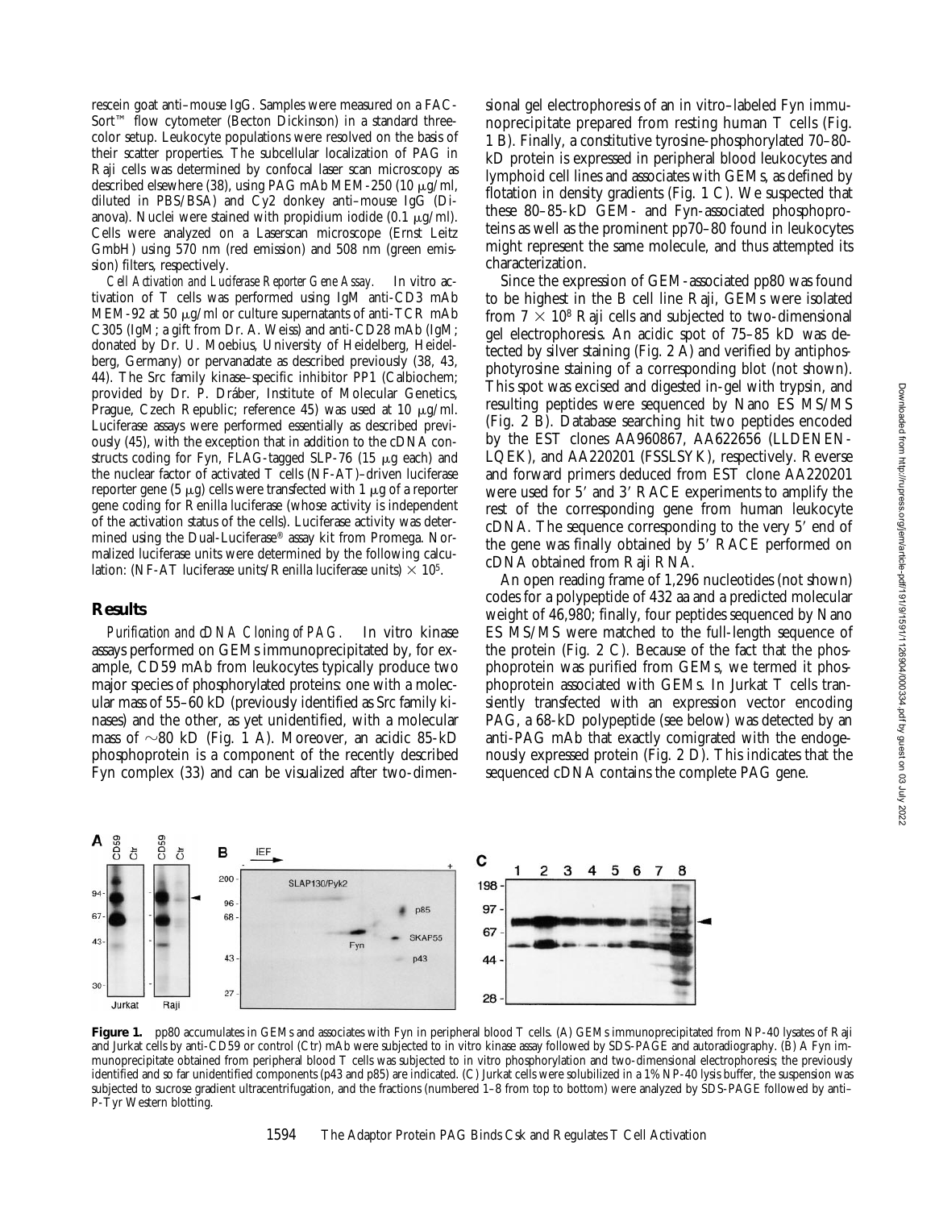rescein goat anti–mouse IgG. Samples were measured on a FACSort™ flow cytometer (Becton Dickinson) in a standard three-color setup. Leukocyte populations were resolved on the basis of their scatter properties. The subcellular localization of PAG in Raji cells was determined by confocal laser scan microscopy as described elsewhere (38), using PAG mAb MEM-250 (10 μg/ml, diluted in PBS/BSA) and Cy2 donkey anti–mouse IgG (Dianova). Nuclei were stained with propidium iodide (0.1 μg/ml). Cells were analyzed on a Laserscan microscope (Ernst Leitz GmbH) using 570 nm (red emission) and 508 nm (green emission) filters, respectively.

*Cell Activation and Luciferase Reporter Gene Assay.* In vitro activation of T cells was performed using IgM anti-CD3 mAb MEM-92 at 50 μg/ml or culture supernatants of anti-TCR mAb C305 (IgM; a gift from Dr. A. Weiss) and anti-CD28 mAb (IgM; donated by Dr. U. Moebius, University of Heidelberg, Heidelberg, Germany) or pervanadate as described previously (38, 43, 44). The Src family kinase–specific inhibitor PP1 (Calbiochem; provided by Dr. P. Dráber, Institute of Molecular Genetics, Prague, Czech Republic; reference 45) was used at 10 μg/ml. Luciferase assays were performed essentially as described previously (45), with the exception that in addition to the cDNA constructs coding for Fyn, FLAG-tagged SLP-76 (15 μg each) and the nuclear factor of activated T cells (NF-AT)–driven luciferase reporter gene (5 μg) cells were transfected with 1 μg of a reporter gene coding for Renilla luciferase (whose activity is independent of the activation status of the cells). Luciferase activity was determined using the Dual-Luciferase® assay kit from Promega. Normalized luciferase units were determined by the following calculation: (NF-AT luciferase units/Renilla luciferase units) $\times 10^5$.

## Results

*Purification and cDNA Cloning of PAG.* In vitro kinase assays performed on GEMs immunoprecipitated by, for example, CD59 mAb from leukocytes typically produce two major species of phosphorylated proteins: one with a molecular mass of 55–60 kD (previously identified as Src family kinases) and the other, as yet unidentified, with a molecular mass of ~80 kD (Fig. 1 A). Moreover, an acidic 85-kD phosphoprotein is a component of the recently described Fyn complex (33) and can be visualized after two-dimensional gel electrophoresis of an in vitro–labeled Fyn immunoprecipitate prepared from resting human T cells (Fig. 1 B). Finally, a constitutive tyrosine-phosphorylated 70–80-kD protein is expressed in peripheral blood leukocytes and lymphoid cell lines and associates with GEMs, as defined by flotation in density gradients (Fig. 1 C). We suspected that these 80–85-kD GEM- and Fyn-associated phosphoproteins as well as the prominent pp70–80 found in leukocytes might represent the same molecule, and thus attempted its characterization.

Since the expression of GEM-associated pp80 was found to be highest in the B cell line Raji, GEMs were isolated from $7 \times 10^8$ Raji cells and subjected to two-dimensional gel electrophoresis. An acidic spot of 75–85 kD was detected by silver staining (Fig. 2 A) and verified by antiphosphotyrosine staining of a corresponding blot (not shown). This spot was excised and digested in-gel with trypsin, and resulting peptides were sequenced by Nano ES MS/MS (Fig. 2 B). Database searching hit two peptides encoded by the EST clones AA960867, AA622656 (LLDENENLQEK), and AA220201 (FSSLSYK), respectively. Reverse and forward primers deduced from EST clone AA220201 were used for 5′ and 3′ RACE experiments to amplify the rest of the corresponding gene from human leukocyte cDNA. The sequence corresponding to the very 5′ end of the gene was finally obtained by 5′ RACE performed on cDNA obtained from Raji RNA.

An open reading frame of 1,296 nucleotides (not shown) codes for a polypeptide of 432 aa and a predicted molecular weight of 46,980; finally, four peptides sequenced by Nano ES MS/MS were matched to the full-length sequence of the protein (Fig. 2 C). Because of the fact that the phosphoprotein was purified from GEMs, we termed it phosphoprotein associated with GEMs. In Jurkat T cells transiently transfected with an expression vector encoding PAG, a 68-kD polypeptide (see below) was detected by an anti-PAG mAb that exactly comigrated with the endogenously expressed protein (Fig. 2 D). This indicates that the sequenced cDNA contains the complete PAG gene.

A
CD59 Ctr CD59 Ctr
94- 67- 43- 30-
Jurkat Raji

B
IEF
- +
200- 96- 68- 43- 27-
SLAP130/Pyk2
p85
Fyn
SKAP55
p43

C
1 2 3 4 5 6 7 8
198- 97- 67- 44- 28-

**Figure 1.** pp80 accumulates in GEMs and associates with Fyn in peripheral blood T cells. (A) GEMs immunoprecipitated from NP-40 lysates of Raji and Jurkat cells by anti-CD59 or control (Ctr) mAb were subjected to in vitro kinase assay followed by SDS-PAGE and autoradiography. (B) A Fyn immunoprecipitate obtained from peripheral blood T cells was subjected to in vitro phosphorylation and two-dimensional electrophoresis; the previously identified and so far unidentified components (p43 and p85) are indicated. (C) Jurkat cells were solubilized in a 1% NP-40 lysis buffer, the suspension was subjected to sucrose gradient ultracentrifugation, and the fractions (numbered 1–8 from top to bottom) were analyzed by SDS-PAGE followed by anti–P-Tyr Western blotting.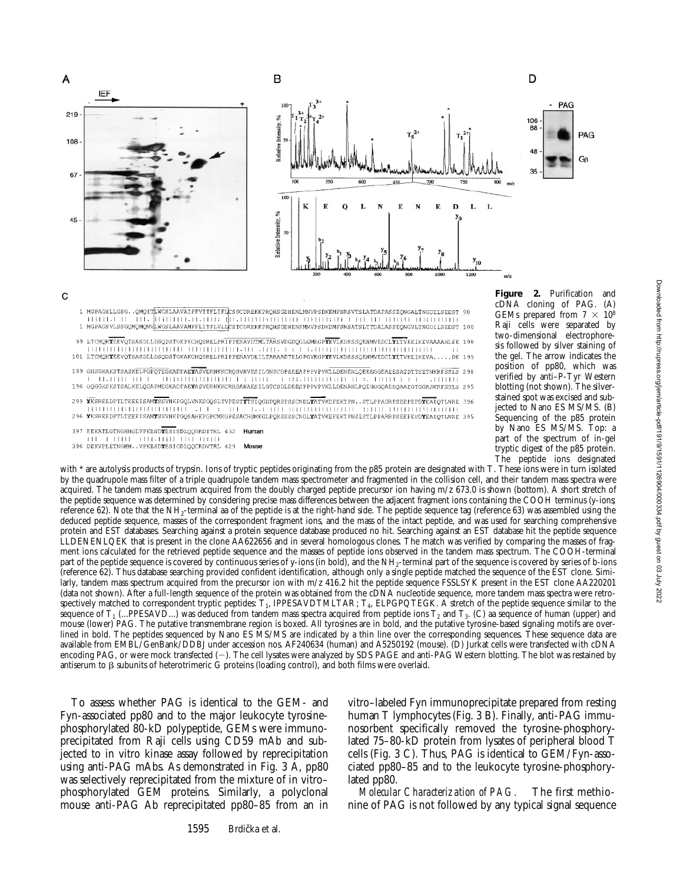**Figure 2.** Purification and cDNA cloning of PAG. (A) GEMs prepared from $7 \times 10^8$ Raji cells were separated by two-dimensional electrophoresis followed by silver staining of the gel. The arrow indicates the position of pp80, which was verified by anti–P-Tyr Western blotting (not shown). The silver-stained spot was excised and subjected to Nano ES MS/MS. (B) Sequencing of the p85 protein by Nano ES MS/MS. Top: a part of the spectrum of in-gel tryptic digest of the p85 protein. The peptide ions designated with * are autolysis products of trypsin. Ions of tryptic peptides originating from the p85 protein are designated with T. These ions were in turn isolated by the quadrupole mass filter of a triple quadrupole tandem mass spectrometer and fragmented in the collision cell, and their tandem mass spectra were acquired. The tandem mass spectrum acquired from the doubly charged peptide precursor ion having m/z 673.0 is shown (bottom). A short stretch of the peptide sequence was determined by considering precise mass differences between the adjacent fragment ions containing the COOH terminus (y-ions; reference 62). Note that the $NH_2$-terminal aa of the peptide is at the right-hand side. The peptide sequence tag (reference 63) was assembled using the deduced peptide sequence, masses of the correspondent fragment ions, and the mass of the intact peptide, and was used for searching comprehensive protein and EST databases. Searching against a protein sequence database produced no hit. Searching against an EST database hit the peptide sequence LLDENENLQEK that is present in the clone AA622656 and in several homologous clones. The match was verified by comparing the masses of fragment ions calculated for the retrieved peptide sequence and the masses of peptide ions observed in the tandem mass spectrum. The COOH-terminal part of the peptide sequence is covered by continuous series of y-ions (in bold), and the $NH_2$-terminal part of the sequence is covered by series of b-ions (reference 62). Thus database searching provided confident identification, although only a single peptide matched the sequence of the EST clone. Similarly, tandem mass spectrum acquired from the precursor ion with m/z 416.2 hit the peptide sequence FSSLSYK present in the EST clone AA220201 (data not shown). After a full-length sequence of the protein was obtained from the cDNA nucleotide sequence, more tandem mass spectra were retrospectively matched to correspondent tryptic peptides: $T_1$, IPPESAVDTMLTAR; $T_4$, ELPGPQTEGK. A stretch of the peptide sequence similar to the sequence of $T_1$ (...PPESAVD...) was deduced from tandem mass spectra acquired from peptide ions $T_2$ and $T_3$. (C) aa sequence of human (upper) and mouse (lower) PAG. The putative transmembrane region is boxed. All tyrosines are in bold, and the putative tyrosine-based signaling motifs are overlined in bold. The peptides sequenced by Nano ES MS/MS are indicated by a thin line over the corresponding sequences. These sequence data are available from EMBL/GenBank/DDBJ under accession nos. AF240634 (human) and A5250192 (mouse). (D) Jurkat cells were transfected with cDNA encoding PAG, or were mock transfected (−). The cell lysates were analyzed by SDS PAGE and anti-PAG Western blotting. The blot was restained by antiserum to β subunits of heterotrimeric G proteins (loading control), and both films were overlaid.

To assess whether PAG is identical to the GEM- and Fyn-associated pp80 and to the major leukocyte tyrosine-phosphorylated 80-kD polypeptide, GEMs were immunoprecipitated from Raji cells using CD59 mAb and subjected to in vitro kinase assay followed by reprecipitation using anti-PAG mAbs. As demonstrated in Fig. 3 A, pp80 was selectively reprecipitated from the mixture of in vitro–phosphorylated GEM proteins. Similarly, a polyclonal mouse anti-PAG Ab reprecipitated pp80–85 from an in vitro–labeled Fyn immunoprecipitate prepared from resting human T lymphocytes (Fig. 3 B). Finally, anti-PAG immunosorbent specifically removed the tyrosine-phosphorylated 75–80-kD protein from lysates of peripheral blood T cells (Fig. 3 C). Thus, PAG is identical to GEM/Fyn-associated pp80–85 and to the leukocyte tyrosine-phosphorylated pp80.

*Molecular Characterization of PAG.* The first methionine of PAG is not followed by any typical signal sequence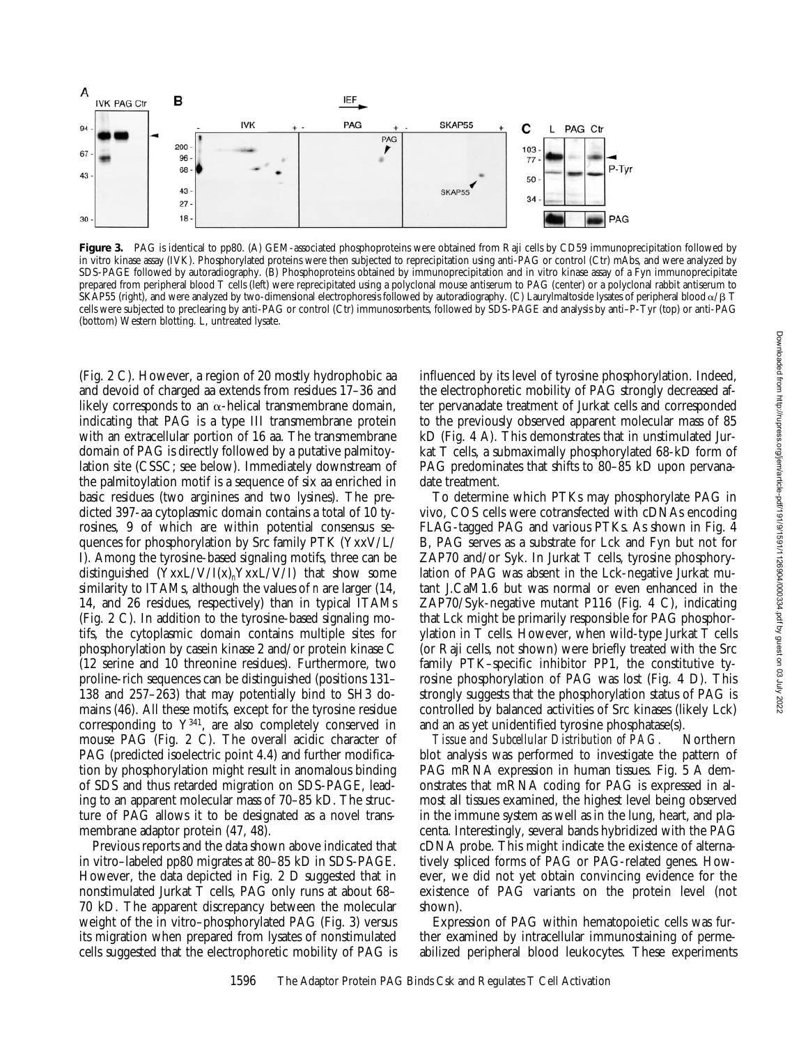A IVK PAG Ctr

94 -
67 -
43 -
30 -

B IEF

- IVK + - PAG + - SKAP55 +

200 -
96 -
68 -
43 -
27 -
18 -

PAG

SKAP55

C L PAG Ctr

103 -
77 -
50 -
34 -

P-Tyr

PAG

**Figure 3.** PAG is identical to pp80. (A) GEM-associated phosphoproteins were obtained from Raji cells by CD59 immunoprecipitation followed by in vitro kinase assay (IVK). Phosphorylated proteins were then subjected to reprecipitation using anti-PAG or control (Ctr) mAbs, and were analyzed by SDS-PAGE followed by autoradiography. (B) Phosphoproteins obtained by immunoprecipitation and in vitro kinase assay of a Fyn immunoprecipitate prepared from peripheral blood T cells (left) were reprecipitated using a polyclonal mouse antiserum to PAG (center) or a polyclonal rabbit antiserum to SKAP55 (right), and were analyzed by two-dimensional electrophoresis followed by autoradiography. (C) Laurylmaltoside lysates of peripheral blood α/β T cells were subjected to preclearing by anti-PAG or control (Ctr) immunosorbents, followed by SDS-PAGE and analysis by anti–P-Tyr (top) or anti-PAG (bottom) Western blotting. L, untreated lysate.

(Fig. 2 C). However, a region of 20 mostly hydrophobic aa and devoid of charged aa extends from residues 17–36 and likely corresponds to an α-helical transmembrane domain, indicating that PAG is a type III transmembrane protein with an extracellular portion of 16 aa. The transmembrane domain of PAG is directly followed by a putative palmitoylation site (CSSC; see below). Immediately downstream of the palmitoylation motif is a sequence of six aa enriched in basic residues (two arginines and two lysines). The predicted 397-aa cytoplasmic domain contains a total of 10 tyrosines, 9 of which are within potential consensus sequences for phosphorylation by Src family PTK (YxxV/L/I). Among the tyrosine-based signaling motifs, three can be distinguished (YxxL/V/I(x)$_n$YxxL/V/I) that show some similarity to ITAMs, although the values of *n* are larger (14, 14, and 26 residues, respectively) than in typical ITAMs (Fig. 2 C). In addition to the tyrosine-based signaling motifs, the cytoplasmic domain contains multiple sites for phosphorylation by casein kinase 2 and/or protein kinase C (12 serine and 10 threonine residues). Furthermore, two proline-rich sequences can be distinguished (positions 131–138 and 257–263) that may potentially bind to SH3 domains (46). All these motifs, except for the tyrosine residue corresponding to $Y^{341}$, are also completely conserved in mouse PAG (Fig. 2 C). The overall acidic character of PAG (predicted isoelectric point 4.4) and further modification by phosphorylation might result in anomalous binding of SDS and thus retarded migration on SDS-PAGE, leading to an apparent molecular mass of 70–85 kD. The structure of PAG allows it to be designated as a novel transmembrane adaptor protein (47, 48).

Previous reports and the data shown above indicated that in vitro–labeled pp80 migrates at 80–85 kD in SDS-PAGE. However, the data depicted in Fig. 2 D suggested that in nonstimulated Jurkat T cells, PAG only runs at about 68–70 kD. The apparent discrepancy between the molecular weight of the in vitro–phosphorylated PAG (Fig. 3) versus its migration when prepared from lysates of nonstimulated cells suggested that the electrophoretic mobility of PAG is influenced by its level of tyrosine phosphorylation. Indeed, the electrophoretic mobility of PAG strongly decreased after pervanadate treatment of Jurkat cells and corresponded to the previously observed apparent molecular mass of 85 kD (Fig. 4 A). This demonstrates that in unstimulated Jurkat T cells, a submaximally phosphorylated 68-kD form of PAG predominates that shifts to 80–85 kD upon pervanadate treatment.

To determine which PTKs may phosphorylate PAG in vivo, COS cells were cotransfected with cDNAs encoding FLAG-tagged PAG and various PTKs. As shown in Fig. 4 B, PAG serves as a substrate for Lck and Fyn but not for ZAP70 and/or Syk. In Jurkat T cells, tyrosine phosphorylation of PAG was absent in the Lck-negative Jurkat mutant J.CaM1.6 but was normal or even enhanced in the ZAP70/Syk-negative mutant P116 (Fig. 4 C), indicating that Lck might be primarily responsible for PAG phosphorylation in T cells. However, when wild-type Jurkat T cells (or Raji cells, not shown) were briefly treated with the Src family PTK–specific inhibitor PP1, the constitutive tyrosine phosphorylation of PAG was lost (Fig. 4 D). This strongly suggests that the phosphorylation status of PAG is controlled by balanced activities of Src kinases (likely Lck) and an as yet unidentified tyrosine phosphatase(s).

*Tissue and Subcellular Distribution of PAG.* Northern blot analysis was performed to investigate the pattern of PAG mRNA expression in human tissues. Fig. 5 A demonstrates that mRNA coding for PAG is expressed in almost all tissues examined, the highest level being observed in the immune system as well as in the lung, heart, and placenta. Interestingly, several bands hybridized with the PAG cDNA probe. This might indicate the existence of alternatively spliced forms of PAG or PAG-related genes. However, we did not yet obtain convincing evidence for the existence of PAG variants on the protein level (not shown).

Expression of PAG within hematopoietic cells was further examined by intracellular immunostaining of permeabilized peripheral blood leukocytes. These experiments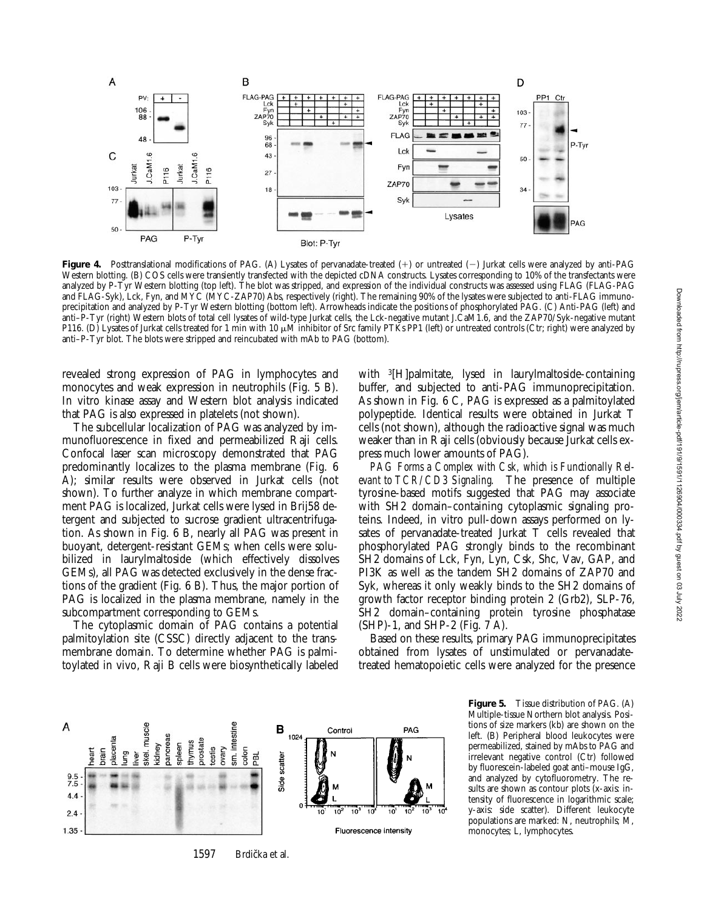**Figure 4.** Posttranslational modifications of PAG. (A) Lysates of pervanadate-treated (+) or untreated (−) Jurkat cells were analyzed by anti-PAG Western blotting. (B) COS cells were transiently transfected with the depicted cDNA constructs. Lysates corresponding to 10% of the transfectants were analyzed by P-Tyr Western blotting (top left). The blot was stripped, and expression of the individual constructs was assessed using FLAG (FLAG-PAG and FLAG-Syk), Lck, Fyn, and MYC (MYC-ZAP70) Abs, respectively (right). The remaining 90% of the lysates were subjected to anti-FLAG immunoprecipitation and analyzed by P-Tyr Western blotting (bottom left). Arrowheads indicate the positions of phosphorylated PAG. (C) Anti-PAG (left) and anti–P-Tyr (right) Western blots of total cell lysates of wild-type Jurkat cells, the Lck-negative mutant J.CaM1.6, and the ZAP70/Syk-negative mutant P116. (D) Lysates of Jurkat cells treated for 1 min with 10 μM inhibitor of Src family PTKs PP1 (left) or untreated controls (Ctr; right) were analyzed by anti–P-Tyr blot. The blots were stripped and reincubated with mAb to PAG (bottom).

revealed strong expression of PAG in lymphocytes and monocytes and weak expression in neutrophils (Fig. 5 B). In vitro kinase assay and Western blot analysis indicated that PAG is also expressed in platelets (not shown).

The subcellular localization of PAG was analyzed by immunofluorescence in fixed and permeabilized Raji cells. Confocal laser scan microscopy demonstrated that PAG predominantly localizes to the plasma membrane (Fig. 6 A); similar results were observed in Jurkat cells (not shown). To further analyze in which membrane compartment PAG is localized, Jurkat cells were lysed in Brij58 detergent and subjected to sucrose gradient ultracentrifugation. As shown in Fig. 6 B, nearly all PAG was present in buoyant, detergent-resistant GEMs; when cells were solubilized in laurylmaltoside (which effectively dissolves GEMs), all PAG was detected exclusively in the dense fractions of the gradient (Fig. 6 B). Thus, the major portion of PAG is localized in the plasma membrane, namely in the subcompartment corresponding to GEMs.

The cytoplasmic domain of PAG contains a potential palmitoylation site (CSSC) directly adjacent to the transmembrane domain. To determine whether PAG is palmitoylated in vivo, Raji B cells were biosynthetically labeled with $^{3}$[H]palmitate, lysed in laurylmaltoside-containing buffer, and subjected to anti-PAG immunoprecipitation. As shown in Fig. 6 C, PAG is expressed as a palmitoylated polypeptide. Identical results were obtained in Jurkat T cells (not shown), although the radioactive signal was much weaker than in Raji cells (obviously because Jurkat cells express much lower amounts of PAG).

*PAG Forms a Complex with Csk, which is Functionally Relevant to TCR/CD3 Signaling.* The presence of multiple tyrosine-based motifs suggested that PAG may associate with SH2 domain–containing cytoplasmic signaling proteins. Indeed, in vitro pull-down assays performed on lysates of pervanadate-treated Jurkat T cells revealed that phosphorylated PAG strongly binds to the recombinant SH2 domains of Lck, Fyn, Lyn, Csk, Shc, Vav, GAP, and PI3K as well as the tandem SH2 domains of ZAP70 and Syk, whereas it only weakly binds to the SH2 domains of growth factor receptor binding protein 2 (Grb2), SLP-76, SH2 domain–containing protein tyrosine phosphatase (SHP)-1, and SHP-2 (Fig. 7 A).

Based on these results, primary PAG immunoprecipitates obtained from lysates of unstimulated or pervanadate-treated hematopoietic cells were analyzed for the presence

**Figure 5.** Tissue distribution of PAG. (A) Multiple-tissue Northern blot analysis. Positions of size markers (kb) are shown on the left. (B) Peripheral blood leukocytes were permeabilized, stained by mAbs to PAG and irrelevant negative control (Ctr) followed by fluorescein-labeled goat anti–mouse IgG, and analyzed by cytofluorometry. The results are shown as contour plots (x-axis: intensity of fluorescence in logarithmic scale; y-axis: side scatter). Different leukocyte populations are marked: N, neutrophils; M, monocytes; L, lymphocytes.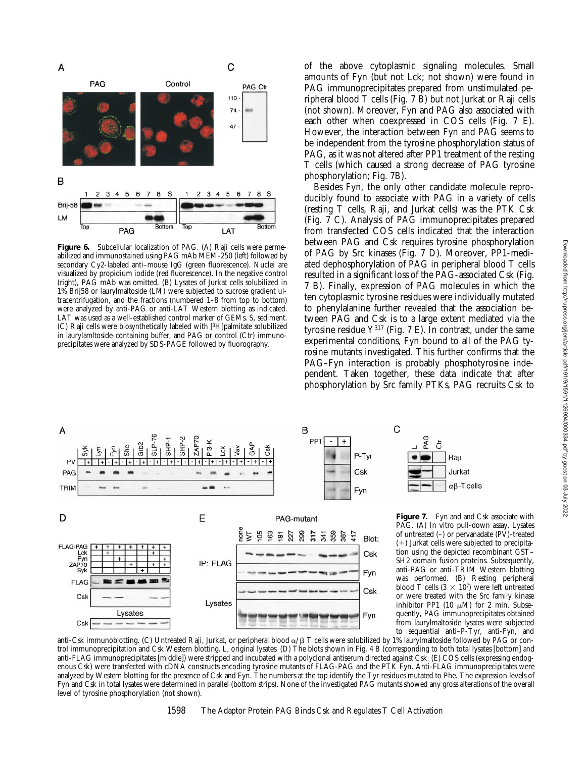**Figure 6.** Subcellular localization of PAG. (A) Raji cells were permeabilized and immunostained using PAG mAb MEM-250 (left) followed by secondary Cy2-labeled anti–mouse IgG (green fluorescence). Nuclei are visualized by propidium iodide (red fluorescence). In the negative control (right), PAG mAb was omitted. (B) Lysates of Jurkat cells solubilized in 1% Brij58 or laurylmaltoside (LM) were subjected to sucrose gradient ultracentrifugation, and the fractions (numbered 1–8 from top to bottom) were analyzed by anti-PAG or anti-LAT Western blotting as indicated. LAT was used as a well-established control marker of GEMs. S, sediment. (C) Raji cells were biosynthetically labeled with [$^3$H]palmitate solubilized in laurylamltoside-containing buffer, and PAG or control (Ctr) immunoprecipitates were analyzed by SDS-PAGE followed by fluorography.

of the above cytoplasmic signaling molecules. Small amounts of Fyn (but not Lck; not shown) were found in PAG immunoprecipitates prepared from unstimulated peripheral blood T cells (Fig. 7 B) but not Jurkat or Raji cells (not shown). Moreover, Fyn and PAG also associated with each other when coexpressed in COS cells (Fig. 7 E). However, the interaction between Fyn and PAG seems to be independent from the tyrosine phosphorylation status of PAG, as it was not altered after PP1 treatment of the resting T cells (which caused a strong decrease of PAG tyrosine phosphorylation; Fig. 7B).

Besides Fyn, the only other candidate molecule reproducibly found to associate with PAG in a variety of cells (resting T cells, Raji, and Jurkat cells) was the PTK Csk (Fig. 7 C). Analysis of PAG immunoprecipitates prepared from transfected COS cells indicated that the interaction between PAG and Csk requires tyrosine phosphorylation of PAG by Src kinases (Fig. 7 D). Moreover, PP1-mediated dephosphorylation of PAG in peripheral blood T cells resulted in a significant loss of the PAG-associated Csk (Fig. 7 B). Finally, expression of PAG molecules in which the ten cytoplasmic tyrosine residues were individually mutated to phenylalanine further revealed that the association between PAG and Csk is to a large extent mediated via the tyrosine residue Y$^{317}$ (Fig. 7 E). In contrast, under the same experimental conditions, Fyn bound to all of the PAG tyrosine mutants investigated. This further confirms that the PAG–Fyn interaction is probably phosphotyrosine independent. Taken together, these data indicate that after phosphorylation by Src family PTKs, PAG recruits Csk to

**Figure 7.** Fyn and and Csk associate with PAG. (A) In vitro pull-down assay. Lysates of untreated (–) or pervanadate (PV)-treated (+) Jurkat cells were subjected to precipitation using the depicted recombinant GST–SH2 domain fusion proteins. Subsequently, anti-PAG or anti-TRIM Western blotting was performed. (B) Resting peripheral blood T cells ($3 \times 10^7$) were left untreated or were treated with the Src family kinase inhibitor PP1 (10 μM) for 2 min. Subsequently, PAG immunoprecipitates obtained from laurylmaltoside lysates were subjected to sequential anti–P-Tyr, anti-Fyn, and anti-Csk immunoblotting. (C) Untreated Raji, Jurkat, or peripheral blood α/β T cells were solubilized by 1% laurylmaltoside followed by PAG or control immunoprecipitation and Csk Western blotting. L, original lysates. (D) The blots shown in Fig. 4 B (corresponding to both total lysates [bottom] and anti-FLAG immunoprecipitates [middle]) were stripped and incubated with a polyclonal antiserum directed against Csk. (E) COS cells (expressing endogenous Csk) were transfected with cDNA constructs encoding tyrosine mutants of FLAG-PAG and the PTK Fyn. Anti-FLAG immunoprecipitates were analyzed by Western blotting for the presence of Csk and Fyn. The numbers at the top identify the Tyr residues mutated to Phe. The expression levels of Fyn and Csk in total lysates were determined in parallel (bottom strips). None of the investigated PAG mutants showed any gross alterations of the overall level of tyrosine phosphorylation (not shown).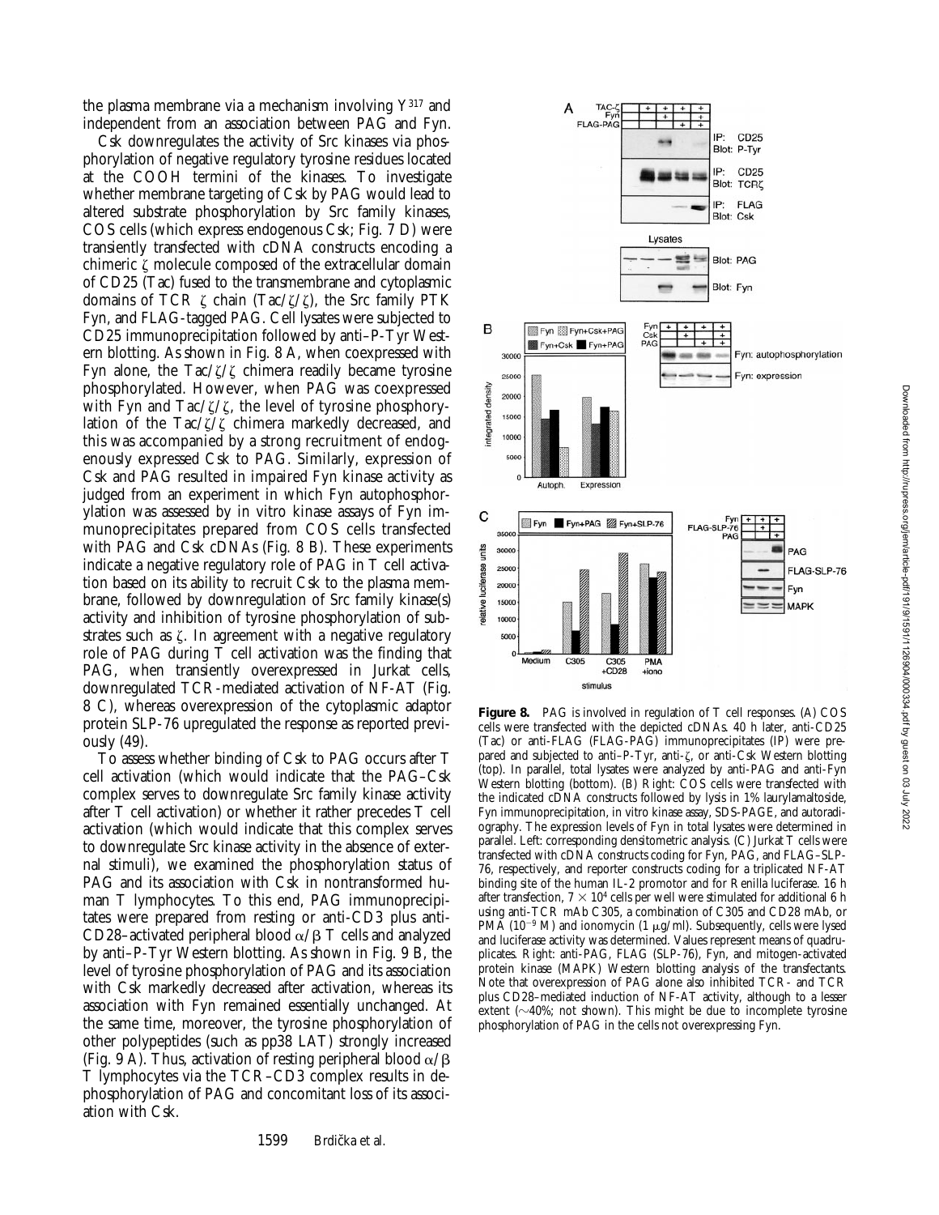the plasma membrane via a mechanism involving $Y^{317}$ and independent from an association between PAG and Fyn.

Csk downregulates the activity of Src kinases via phosphorylation of negative regulatory tyrosine residues located at the COOH termini of the kinases. To investigate whether membrane targeting of Csk by PAG would lead to altered substrate phosphorylation by Src family kinases, COS cells (which express endogenous Csk; Fig. 7 D) were transiently transfected with cDNA constructs encoding a chimeric ζ molecule composed of the extracellular domain of CD25 (Tac) fused to the transmembrane and cytoplasmic domains of TCR ζ chain (Tac/ζ/ζ), the Src family PTK Fyn, and FLAG-tagged PAG. Cell lysates were subjected to CD25 immunoprecipitation followed by anti–P-Tyr Western blotting. As shown in Fig. 8 A, when coexpressed with Fyn alone, the Tac/ζ/ζ chimera readily became tyrosine phosphorylated. However, when PAG was coexpressed with Fyn and Tac/ζ/ζ, the level of tyrosine phosphorylation of the Tac/ζ/ζ chimera markedly decreased, and this was accompanied by a strong recruitment of endogenously expressed Csk to PAG. Similarly, expression of Csk and PAG resulted in impaired Fyn kinase activity as judged from an experiment in which Fyn autophosphorylation was assessed by in vitro kinase assays of Fyn immunoprecipitates prepared from COS cells transfected with PAG and Csk cDNAs (Fig. 8 B). These experiments indicate a negative regulatory role of PAG in T cell activation based on its ability to recruit Csk to the plasma membrane, followed by downregulation of Src family kinase(s) activity and inhibition of tyrosine phosphorylation of substrates such as ζ. In agreement with a negative regulatory role of PAG during T cell activation was the finding that PAG, when transiently overexpressed in Jurkat cells, downregulated TCR-mediated activation of NF-AT (Fig. 8 C), whereas overexpression of the cytoplasmic adaptor protein SLP-76 upregulated the response as reported previously (49).

To assess whether binding of Csk to PAG occurs after T cell activation (which would indicate that the PAG–Csk complex serves to downregulate Src family kinase activity after T cell activation) or whether it rather precedes T cell activation (which would indicate that this complex serves to downregulate Src kinase activity in the absence of external stimuli), we examined the phosphorylation status of PAG and its association with Csk in nontransformed human T lymphocytes. To this end, PAG immunoprecipitates were prepared from resting or anti-CD3 plus anti-CD28–activated peripheral blood α/β T cells and analyzed by anti–P-Tyr Western blotting. As shown in Fig. 9 B, the level of tyrosine phosphorylation of PAG and its association with Csk markedly decreased after activation, whereas its association with Fyn remained essentially unchanged. At the same time, moreover, the tyrosine phosphorylation of other polypeptides (such as pp38 LAT) strongly increased (Fig. 9 A). Thus, activation of resting peripheral blood α/β T lymphocytes via the TCR–CD3 complex results in dephosphorylation of PAG and concomitant loss of its association with Csk.

A
TAC-ζ
Fyn
FLAG-PAG
IP: CD25 Blot: P-Tyr
IP: CD25 Blot: TCRζ
IP: FLAG Blot: Csk
Lysates
Blot: PAG
Blot: Fyn

B
Fyn
Fyn+Csk
Fyn+Csk+PAG
Fyn+PAG
integrated density
30000
25000
20000
15000
10000
5000
0
Autoph.
Expression
Fyn
Csk
PAG
Fyn: autophosphorylation
Fyn: expression

C
Fyn
Fyn+PAG
Fyn+SLP-76
relative luciferase units
35000
30000
25000
20000
15000
10000
5000
0
Medium
C305
C305 +CD28
PMA +iono
stimulus
Fyn
FLAG-SLP-76
PAG
PAG
FLAG-SLP-76
Fyn
MAPK

**Figure 8.** PAG is involved in regulation of T cell responses. (A) COS cells were transfected with the depicted cDNAs. 40 h later, anti-CD25 (Tac) or anti-FLAG (FLAG-PAG) immunoprecipitates (IP) were prepared and subjected to anti–P-Tyr, anti-ζ, or anti-Csk Western blotting (top). In parallel, total lysates were analyzed by anti-PAG and anti-Fyn Western blotting (bottom). (B) Right: COS cells were transfected with the indicated cDNA constructs followed by lysis in 1% laurylamaltoside, Fyn immunoprecipitation, in vitro kinase assay, SDS-PAGE, and autoradiography. The expression levels of Fyn in total lysates were determined in parallel. Left: corresponding densitometric analysis. (C) Jurkat T cells were transfected with cDNA constructs coding for Fyn, PAG, and FLAG–SLP-76, respectively, and reporter constructs coding for a triplicated NF-AT binding site of the human IL-2 promotor and for Renilla luciferase. 16 h after transfection, $7 \times 10^4$ cells per well were stimulated for additional 6 h using anti-TCR mAb C305, a combination of C305 and CD28 mAb, or PMA ($10^{-9}$ M) and ionomycin (1 μg/ml). Subsequently, cells were lysed and luciferase activity was determined. Values represent means of quadruplicates. Right: anti-PAG, FLAG (SLP-76), Fyn, and mitogen-activated protein kinase (MAPK) Western blotting analysis of the transfectants. Note that overexpression of PAG alone also inhibited TCR- and TCR plus CD28–mediated induction of NF-AT activity, although to a lesser extent (~40%; not shown). This might be due to incomplete tyrosine phosphorylation of PAG in the cells not overexpressing Fyn.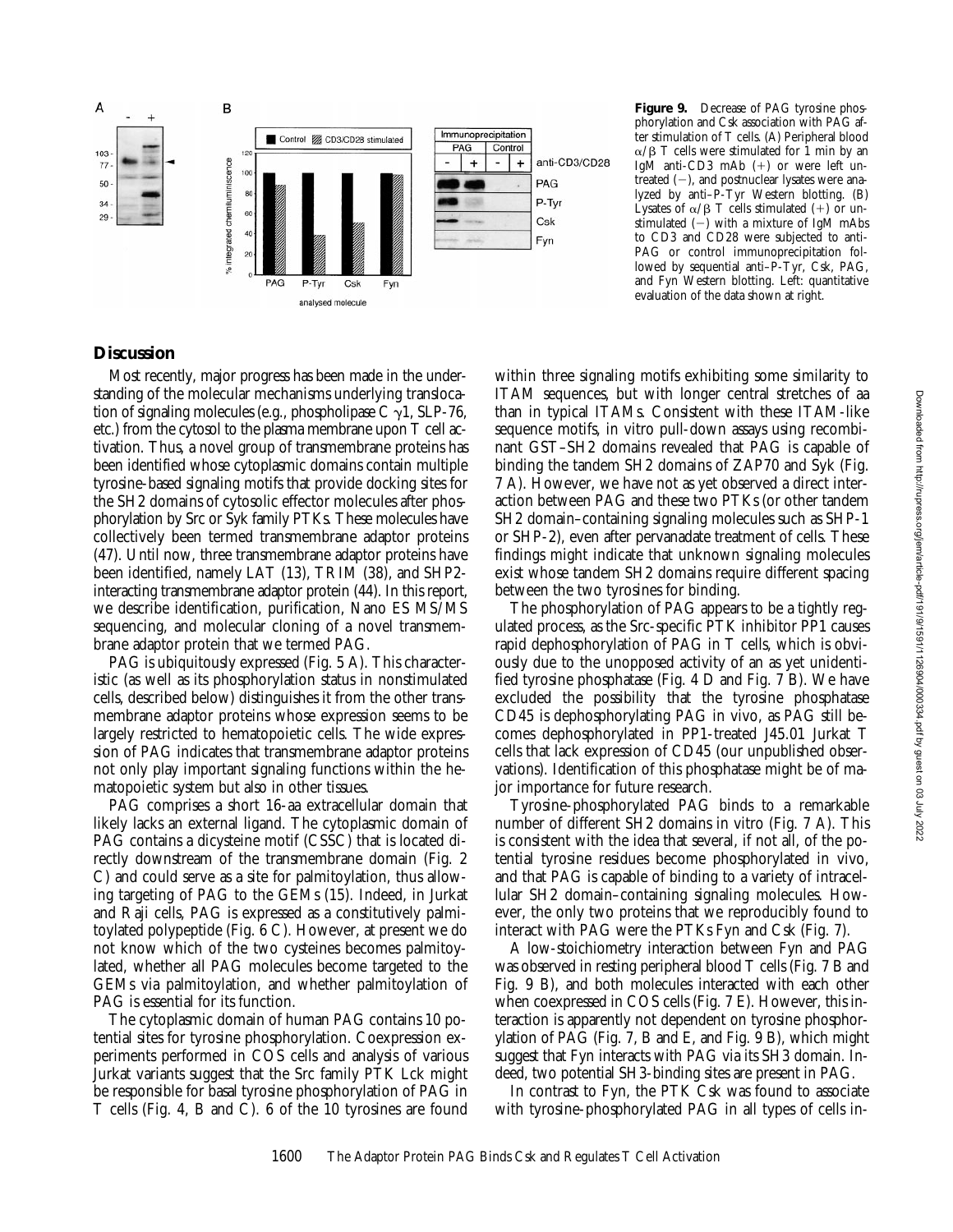A

- +

103 -
77 -
50 -
34 -
29 -

B

Control CD3/CD28 stimulated

% integrated chemiluminiscence

120
100
80
60
40
20
0

PAG P-Tyr Csk Fyn

analysed molecule

Immunoprecipitation
PAG Control
- + - + anti-CD3/CD28
PAG
P-Tyr
Csk
Fyn

**Figure 9.** Decrease of PAG tyrosine phosphorylation and Csk association with PAG after stimulation of T cells. (A) Peripheral blood $\alpha/\beta$ T cells were stimulated for 1 min by an IgM anti-CD3 mAb (+) or were left untreated (−), and postnuclear lysates were analyzed by anti–P-Tyr Western blotting. (B) Lysates of $\alpha/\beta$ T cells stimulated (+) or unstimulated (−) with a mixture of IgM mAbs to CD3 and CD28 were subjected to anti-PAG or control immunoprecipitation followed by sequential anti–P-Tyr, Csk, PAG, and Fyn Western blotting. Left: quantitative evaluation of the data shown at right.

## Discussion

Most recently, major progress has been made in the understanding of the molecular mechanisms underlying translocation of signaling molecules (e.g., phospholipase C $\gamma$1, SLP-76, etc.) from the cytosol to the plasma membrane upon T cell activation. Thus, a novel group of transmembrane proteins has been identified whose cytoplasmic domains contain multiple tyrosine-based signaling motifs that provide docking sites for the SH2 domains of cytosolic effector molecules after phosphorylation by Src or Syk family PTKs. These molecules have collectively been termed transmembrane adaptor proteins (47). Until now, three transmembrane adaptor proteins have been identified, namely LAT (13), TRIM (38), and SHP2-interacting transmembrane adaptor protein (44). In this report, we describe identification, purification, Nano ES MS/MS sequencing, and molecular cloning of a novel transmembrane adaptor protein that we termed PAG.

PAG is ubiquitously expressed (Fig. 5 A). This characteristic (as well as its phosphorylation status in nonstimulated cells, described below) distinguishes it from the other transmembrane adaptor proteins whose expression seems to be largely restricted to hematopoietic cells. The wide expression of PAG indicates that transmembrane adaptor proteins not only play important signaling functions within the hematopoietic system but also in other tissues.

PAG comprises a short 16-aa extracellular domain that likely lacks an external ligand. The cytoplasmic domain of PAG contains a dicysteine motif (CSSC) that is located directly downstream of the transmembrane domain (Fig. 2 C) and could serve as a site for palmitoylation, thus allowing targeting of PAG to the GEMs (15). Indeed, in Jurkat and Raji cells, PAG is expressed as a constitutively palmitoylated polypeptide (Fig. 6 C). However, at present we do not know which of the two cysteines becomes palmitoylated, whether all PAG molecules become targeted to the GEMs via palmitoylation, and whether palmitoylation of PAG is essential for its function.

The cytoplasmic domain of human PAG contains 10 potential sites for tyrosine phosphorylation. Coexpression experiments performed in COS cells and analysis of various Jurkat variants suggest that the Src family PTK Lck might be responsible for basal tyrosine phosphorylation of PAG in T cells (Fig. 4, B and C). 6 of the 10 tyrosines are found within three signaling motifs exhibiting some similarity to ITAM sequences, but with longer central stretches of aa than in typical ITAMs. Consistent with these ITAM-like sequence motifs, in vitro pull-down assays using recombinant GST–SH2 domains revealed that PAG is capable of binding the tandem SH2 domains of ZAP70 and Syk (Fig. 7 A). However, we have not as yet observed a direct interaction between PAG and these two PTKs (or other tandem SH2 domain–containing signaling molecules such as SHP-1 or SHP-2), even after pervanadate treatment of cells. These findings might indicate that unknown signaling molecules exist whose tandem SH2 domains require different spacing between the two tyrosines for binding.

The phosphorylation of PAG appears to be a tightly regulated process, as the Src-specific PTK inhibitor PP1 causes rapid dephosphorylation of PAG in T cells, which is obviously due to the unopposed activity of an as yet unidentified tyrosine phosphatase (Fig. 4 D and Fig. 7 B). We have excluded the possibility that the tyrosine phosphatase CD45 is dephosphorylating PAG in vivo, as PAG still becomes dephosphorylated in PP1-treated J45.01 Jurkat T cells that lack expression of CD45 (our unpublished observations). Identification of this phosphatase might be of major importance for future research.

Tyrosine-phosphorylated PAG binds to a remarkable number of different SH2 domains in vitro (Fig. 7 A). This is consistent with the idea that several, if not all, of the potential tyrosine residues become phosphorylated in vivo, and that PAG is capable of binding to a variety of intracellular SH2 domain–containing signaling molecules. However, the only two proteins that we reproducibly found to interact with PAG were the PTKs Fyn and Csk (Fig. 7).

A low-stoichiometry interaction between Fyn and PAG was observed in resting peripheral blood T cells (Fig. 7 B and Fig. 9 B), and both molecules interacted with each other when coexpressed in COS cells (Fig. 7 E). However, this interaction is apparently not dependent on tyrosine phosphorylation of PAG (Fig. 7, B and E, and Fig. 9 B), which might suggest that Fyn interacts with PAG via its SH3 domain. Indeed, two potential SH3-binding sites are present in PAG.

In contrast to Fyn, the PTK Csk was found to associate with tyrosine-phosphorylated PAG in all types of cells in-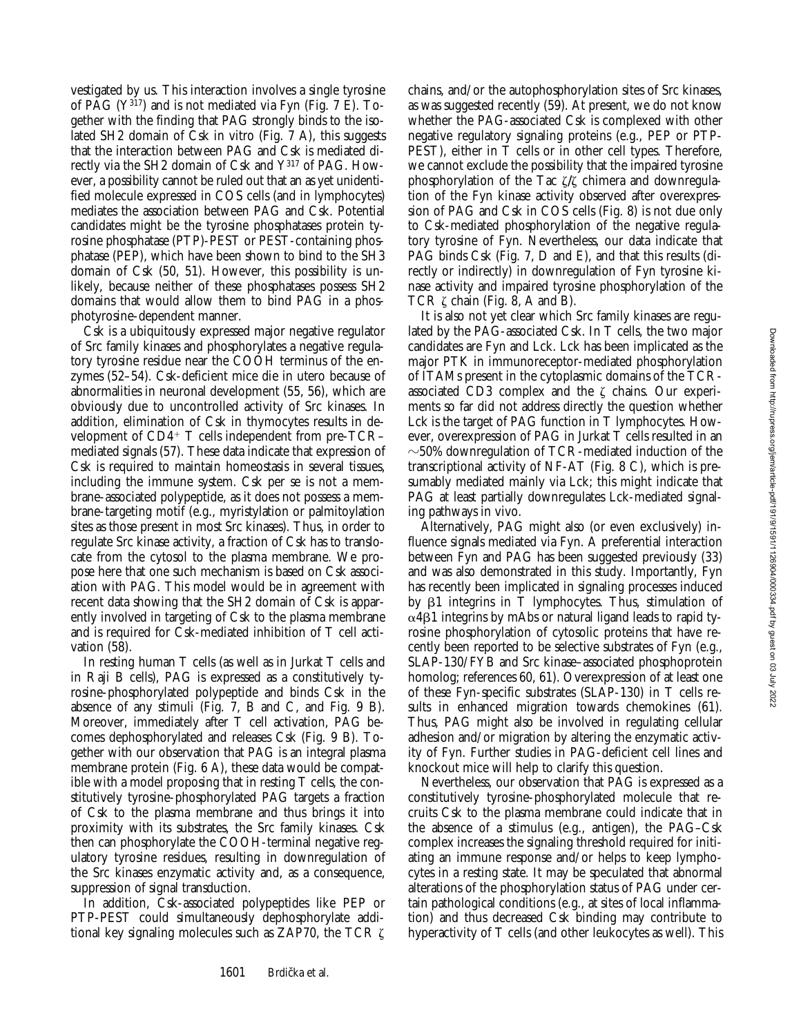vestigated by us. This interaction involves a single tyrosine of PAG ($Y^{317}$) and is not mediated via Fyn (Fig. 7 E). Together with the finding that PAG strongly binds to the isolated SH2 domain of Csk in vitro (Fig. 7 A), this suggests that the interaction between PAG and Csk is mediated directly via the SH2 domain of Csk and $Y^{317}$ of PAG. However, a possibility cannot be ruled out that an as yet unidentified molecule expressed in COS cells (and in lymphocytes) mediates the association between PAG and Csk. Potential candidates might be the tyrosine phosphatases protein tyrosine phosphatase (PTP)-PEST or PEST-containing phosphatase (PEP), which have been shown to bind to the SH3 domain of Csk (50, 51). However, this possibility is unlikely, because neither of these phosphatases possess SH2 domains that would allow them to bind PAG in a phosphotyrosine-dependent manner.

Csk is a ubiquitously expressed major negative regulator of Src family kinases and phosphorylates a negative regulatory tyrosine residue near the COOH terminus of the enzymes (52–54). Csk-deficient mice die in utero because of abnormalities in neuronal development (55, 56), which are obviously due to uncontrolled activity of Src kinases. In addition, elimination of Csk in thymocytes results in development of $CD4^+$ T cells independent from pre-TCR–mediated signals (57). These data indicate that expression of Csk is required to maintain homeostasis in several tissues, including the immune system. Csk per se is not a membrane-associated polypeptide, as it does not possess a membrane-targeting motif (e.g., myristylation or palmitoylation sites as those present in most Src kinases). Thus, in order to regulate Src kinase activity, a fraction of Csk has to translocate from the cytosol to the plasma membrane. We propose here that one such mechanism is based on Csk association with PAG. This model would be in agreement with recent data showing that the SH2 domain of Csk is apparently involved in targeting of Csk to the plasma membrane and is required for Csk-mediated inhibition of T cell activation (58).

In resting human T cells (as well as in Jurkat T cells and in Raji B cells), PAG is expressed as a constitutively tyrosine-phosphorylated polypeptide and binds Csk in the absence of any stimuli (Fig. 7, B and C, and Fig. 9 B). Moreover, immediately after T cell activation, PAG becomes dephosphorylated and releases Csk (Fig. 9 B). Together with our observation that PAG is an integral plasma membrane protein (Fig. 6 A), these data would be compatible with a model proposing that in resting T cells, the constitutively tyrosine-phosphorylated PAG targets a fraction of Csk to the plasma membrane and thus brings it into proximity with its substrates, the Src family kinases. Csk then can phosphorylate the COOH-terminal negative regulatory tyrosine residues, resulting in downregulation of the Src kinases enzymatic activity and, as a consequence, suppression of signal transduction.

In addition, Csk-associated polypeptides like PEP or PTP-PEST could simultaneously dephosphorylate additional key signaling molecules such as ZAP70, the TCR ζ chains, and/or the autophosphorylation sites of Src kinases, as was suggested recently (59). At present, we do not know whether the PAG-associated Csk is complexed with other negative regulatory signaling proteins (e.g., PEP or PTP-PEST), either in T cells or in other cell types. Therefore, we cannot exclude the possibility that the impaired tyrosine phosphorylation of the Tac ζ/ζ chimera and downregulation of the Fyn kinase activity observed after overexpression of PAG and Csk in COS cells (Fig. 8) is not due only to Csk-mediated phosphorylation of the negative regulatory tyrosine of Fyn. Nevertheless, our data indicate that PAG binds Csk (Fig. 7, D and E), and that this results (directly or indirectly) in downregulation of Fyn tyrosine kinase activity and impaired tyrosine phosphorylation of the TCR ζ chain (Fig. 8, A and B).

It is also not yet clear which Src family kinases are regulated by the PAG-associated Csk. In T cells, the two major candidates are Fyn and Lck. Lck has been implicated as the major PTK in immunoreceptor-mediated phosphorylation of ITAMs present in the cytoplasmic domains of the TCR-associated CD3 complex and the ζ chains. Our experiments so far did not address directly the question whether Lck is the target of PAG function in T lymphocytes. However, overexpression of PAG in Jurkat T cells resulted in an ~50% downregulation of TCR-mediated induction of the transcriptional activity of NF-AT (Fig. 8 C), which is presumably mediated mainly via Lck; this might indicate that PAG at least partially downregulates Lck-mediated signaling pathways in vivo.

Alternatively, PAG might also (or even exclusively) influence signals mediated via Fyn. A preferential interaction between Fyn and PAG has been suggested previously (33) and was also demonstrated in this study. Importantly, Fyn has recently been implicated in signaling processes induced by β1 integrins in T lymphocytes. Thus, stimulation of α4β1 integrins by mAbs or natural ligand leads to rapid tyrosine phosphorylation of cytosolic proteins that have recently been reported to be selective substrates of Fyn (e.g., SLAP-130/FYB and Src kinase–associated phosphoprotein homolog; references 60, 61). Overexpression of at least one of these Fyn-specific substrates (SLAP-130) in T cells results in enhanced migration towards chemokines (61). Thus, PAG might also be involved in regulating cellular adhesion and/or migration by altering the enzymatic activity of Fyn. Further studies in PAG-deficient cell lines and knockout mice will help to clarify this question.

Nevertheless, our observation that PAG is expressed as a constitutively tyrosine-phosphorylated molecule that recruits Csk to the plasma membrane could indicate that in the absence of a stimulus (e.g., antigen), the PAG–Csk complex increases the signaling threshold required for initiating an immune response and/or helps to keep lymphocytes in a resting state. It may be speculated that abnormal alterations of the phosphorylation status of PAG under certain pathological conditions (e.g., at sites of local inflammation) and thus decreased Csk binding may contribute to hyperactivity of T cells (and other leukocytes as well). This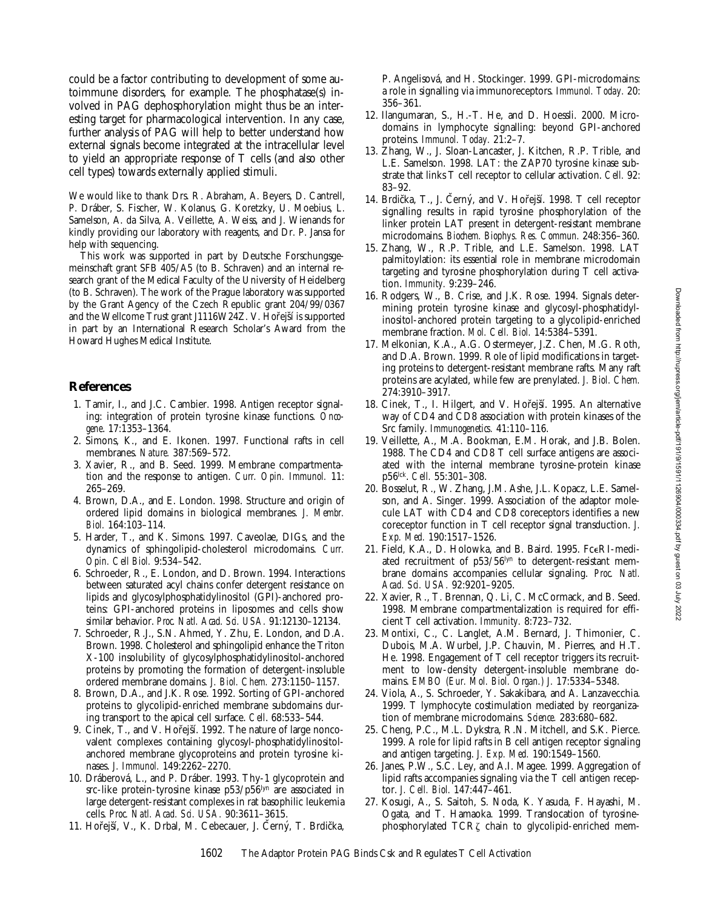could be a factor contributing to development of some autoimmune disorders, for example. The phosphatase(s) involved in PAG dephosphorylation might thus be an interesting target for pharmacological intervention. In any case, further analysis of PAG will help to better understand how external signals become integrated at the intracellular level to yield an appropriate response of T cells (and also other cell types) towards externally applied stimuli.

We would like to thank Drs. R. Abraham, A. Beyers, D. Cantrell, P. Dráber, S. Fischer, W. Kolanus, G. Koretzky, U. Moebius, L. Samelson, A. da Silva, A. Veillette, A. Weiss, and J. Wienands for kindly providing our laboratory with reagents, and Dr. P. Jansa for help with sequencing.

This work was supported in part by Deutsche Forschungsgemeinschaft grant SFB 405/A5 (to B. Schraven) and an internal research grant of the Medical Faculty of the University of Heidelberg (to B. Schraven). The work of the Prague laboratory was supported by the Grant Agency of the Czech Republic grant 204/99/0367 and the Wellcome Trust grant J1116W24Z. V. Hořejší is supported in part by an International Research Scholar's Award from the Howard Hughes Medical Institute.

## References

1. Tamir, I., and J.C. Cambier. 1998. Antigen receptor signaling: integration of protein tyrosine kinase functions. *Oncogene.* 17:1353–1364.
2. Simons, K., and E. Ikonen. 1997. Functional rafts in cell membranes. *Nature.* 387:569–572.
3. Xavier, R., and B. Seed. 1999. Membrane compartmentation and the response to antigen. *Curr. Opin. Immunol.* 11: 265–269.
4. Brown, D.A., and E. London. 1998. Structure and origin of ordered lipid domains in biological membranes. *J. Membr. Biol.* 164:103–114.
5. Harder, T., and K. Simons. 1997. Caveolae, DIGs, and the dynamics of sphingolipid-cholesterol microdomains. *Curr. Opin. Cell Biol.* 9:534–542.
6. Schroeder, R., E. London, and D. Brown. 1994. Interactions between saturated acyl chains confer detergent resistance on lipids and glycosylphosphatidylinositol (GPI)-anchored proteins: GPI-anchored proteins in liposomes and cells show similar behavior. *Proc. Natl. Acad. Sci. USA.* 91:12130–12134.
7. Schroeder, R.J., S.N. Ahmed, Y. Zhu, E. London, and D.A. Brown. 1998. Cholesterol and sphingolipid enhance the Triton X-100 insolubility of glycosylphosphatidylinositol-anchored proteins by promoting the formation of detergent-insoluble ordered membrane domains. *J. Biol. Chem.* 273:1150–1157.
8. Brown, D.A., and J.K. Rose. 1992. Sorting of GPI-anchored proteins to glycolipid-enriched membrane subdomains during transport to the apical cell surface. *Cell.* 68:533–544.
9. Cinek, T., and V. Hořejší. 1992. The nature of large noncovalent complexes containing glycosyl-phosphatidylinositol-anchored membrane glycoproteins and protein tyrosine kinases. *J. Immunol.* 149:2262–2270.
10. Dráberová, L., and P. Dráber. 1993. Thy-1 glycoprotein and src-like protein-tyrosine kinase p53/p56[lyn] are associated in large detergent-resistant complexes in rat basophilic leukemia cells. *Proc. Natl. Acad. Sci. USA.* 90:3611–3615.
11. Hořejší, V., K. Drbal, M. Cebecauer, J. Černý, T. Brdička, P. Angelisová, and H. Stockinger. 1999. GPI-microdomains: a role in signalling via immunoreceptors. *Immunol. Today.* 20: 356–361.
12. Ilangumaran, S., H.-T. He, and D. Hoessli. 2000. Microdomains in lymphocyte signalling: beyond GPI-anchored proteins. *Immunol. Today.* 21:2–7.
13. Zhang, W., J. Sloan-Lancaster, J. Kitchen, R.P. Trible, and L.E. Samelson. 1998. LAT: the ZAP70 tyrosine kinase substrate that links T cell receptor to cellular activation. *Cell.* 92: 83–92.
14. Brdička, T., J. Černý, and V. Hořejší. 1998. T cell receptor signalling results in rapid tyrosine phosphorylation of the linker protein LAT present in detergent-resistant membrane microdomains. *Biochem. Biophys. Res. Commun.* 248:356–360.
15. Zhang, W., R.P. Trible, and L.E. Samelson. 1998. LAT palmitoylation: its essential role in membrane microdomain targeting and tyrosine phosphorylation during T cell activation. *Immunity.* 9:239–246.
16. Rodgers, W., B. Crise, and J.K. Rose. 1994. Signals determining protein tyrosine kinase and glycosyl-phosphatidylinositol-anchored protein targeting to a glycolipid-enriched membrane fraction. *Mol. Cell. Biol.* 14:5384–5391.
17. Melkonian, K.A., A.G. Ostermeyer, J.Z. Chen, M.G. Roth, and D.A. Brown. 1999. Role of lipid modifications in targeting proteins to detergent-resistant membrane rafts. Many raft proteins are acylated, while few are prenylated. *J. Biol. Chem.* 274:3910–3917.
18. Cinek, T., I. Hilgert, and V. Hořejší. 1995. An alternative way of CD4 and CD8 association with protein kinases of the Src family. *Immunogenetics.* 41:110–116.
19. Veillette, A., M.A. Bookman, E.M. Horak, and J.B. Bolen. 1988. The CD4 and CD8 T cell surface antigens are associated with the internal membrane tyrosine-protein kinase p56[lck]. *Cell.* 55:301–308.
20. Bosselut, R., W. Zhang, J.M. Ashe, J.L. Kopacz, L.E. Samelson, and A. Singer. 1999. Association of the adaptor molecule LAT with CD4 and CD8 coreceptors identifies a new coreceptor function in T cell receptor signal transduction. *J. Exp. Med.* 190:1517–1526.
21. Field, K.A., D. Holowka, and B. Baird. 1995. FcεRI-mediated recruitment of p53/56[lyn] to detergent-resistant membrane domains accompanies cellular signaling. *Proc. Natl. Acad. Sci. USA.* 92:9201–9205.
22. Xavier, R., T. Brennan, Q. Li, C. McCormack, and B. Seed. 1998. Membrane compartmentalization is required for efficient T cell activation. *Immunity.* 8:723–732.
23. Montixi, C., C. Langlet, A.M. Bernard, J. Thimonier, C. Dubois, M.A. Wurbel, J.P. Chauvin, M. Pierres, and H.T. He. 1998. Engagement of T cell receptor triggers its recruitment to low-density detergent-insoluble membrane domains. *EMBO (Eur. Mol. Biol. Organ.) J.* 17:5334–5348.
24. Viola, A., S. Schroeder, Y. Sakakibara, and A. Lanzavecchia. 1999. T lymphocyte costimulation mediated by reorganization of membrane microdomains. *Science.* 283:680–682.
25. Cheng, P.C., M.L. Dykstra, R.N. Mitchell, and S.K. Pierce. 1999. A role for lipid rafts in B cell antigen receptor signaling and antigen targeting. *J. Exp. Med.* 190:1549–1560.
26. Janes, P.W., S.C. Ley, and A.I. Magee. 1999. Aggregation of lipid rafts accompanies signaling via the T cell antigen receptor. *J. Cell. Biol.* 147:447–461.
27. Kosugi, A., S. Saitoh, S. Noda, K. Yasuda, F. Hayashi, M. Ogata, and T. Hamaoka. 1999. Translocation of tyrosine-phosphorylated TCRζ chain to glycolipid-enriched mem-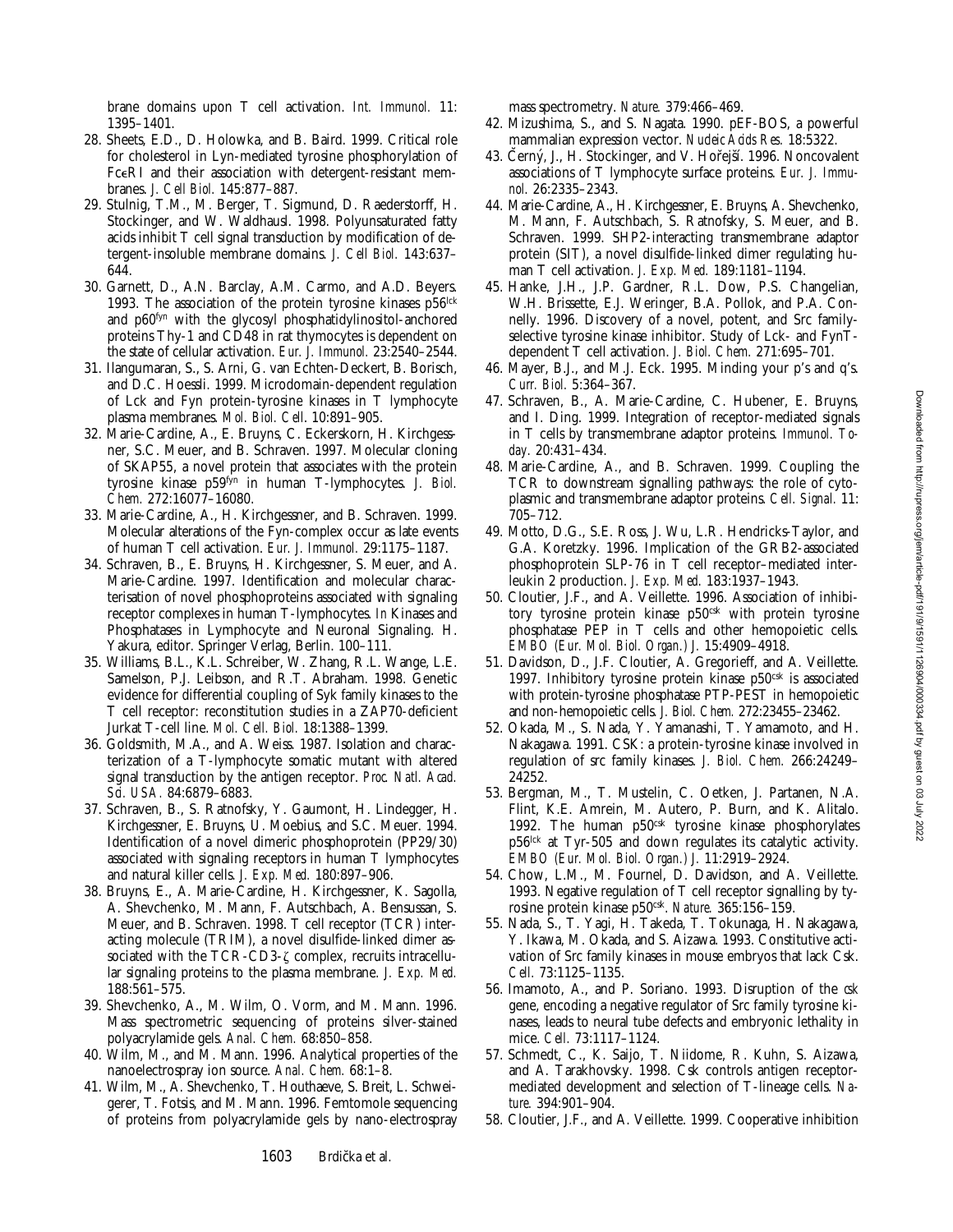brane domains upon T cell activation. *Int. Immunol.* 11: 1395–1401.

28. Sheets, E.D., D. Holowka, and B. Baird. 1999. Critical role for cholesterol in Lyn-mediated tyrosine phosphorylation of FcεRI and their association with detergent-resistant membranes. *J. Cell Biol.* 145:877–887.
29. Stulnig, T.M., M. Berger, T. Sigmund, D. Raederstorff, H. Stockinger, and W. Waldhausl. 1998. Polyunsaturated fatty acids inhibit T cell signal transduction by modification of detergent-insoluble membrane domains. *J. Cell Biol.* 143:637–644.
30. Garnett, D., A.N. Barclay, A.M. Carmo, and A.D. Beyers. 1993. The association of the protein tyrosine kinases p56$^{lck}$ and p60$^{fyn}$ with the glycosyl phosphatidylinositol-anchored proteins Thy-1 and CD48 in rat thymocytes is dependent on the state of cellular activation. *Eur. J. Immunol.* 23:2540–2544.
31. Ilangumaran, S., S. Arni, G. van Echten-Deckert, B. Borisch, and D.C. Hoessli. 1999. Microdomain-dependent regulation of Lck and Fyn protein-tyrosine kinases in T lymphocyte plasma membranes. *Mol. Biol. Cell.* 10:891–905.
32. Marie-Cardine, A., E. Bruyns, C. Eckerskorn, H. Kirchgessner, S.C. Meuer, and B. Schraven. 1997. Molecular cloning of SKAP55, a novel protein that associates with the protein tyrosine kinase p59$^{fyn}$ in human T-lymphocytes. *J. Biol. Chem.* 272:16077–16080.
33. Marie-Cardine, A., H. Kirchgessner, and B. Schraven. 1999. Molecular alterations of the Fyn-complex occur as late events of human T cell activation. *Eur. J. Immunol.* 29:1175–1187.
34. Schraven, B., E. Bruyns, H. Kirchgessner, S. Meuer, and A. Marie-Cardine. 1997. Identification and molecular characterisation of novel phosphoproteins associated with signaling receptor complexes in human T-lymphocytes. *In* Kinases and Phosphatases in Lymphocyte and Neuronal Signaling. H. Yakura, editor. Springer Verlag, Berlin. 100–111.
35. Williams, B.L., K.L. Schreiber, W. Zhang, R.L. Wange, L.E. Samelson, P.J. Leibson, and R.T. Abraham. 1998. Genetic evidence for differential coupling of Syk family kinases to the T cell receptor: reconstitution studies in a ZAP70-deficient Jurkat T-cell line. *Mol. Cell. Biol.* 18:1388–1399.
36. Goldsmith, M.A., and A. Weiss. 1987. Isolation and characterization of a T-lymphocyte somatic mutant with altered signal transduction by the antigen receptor. *Proc. Natl. Acad. Sci. USA.* 84:6879–6883.
37. Schraven, B., S. Ratnofsky, Y. Gaumont, H. Lindegger, H. Kirchgessner, E. Bruyns, U. Moebius, and S.C. Meuer. 1994. Identification of a novel dimeric phosphoprotein (PP29/30) associated with signaling receptors in human T lymphocytes and natural killer cells. *J. Exp. Med.* 180:897–906.
38. Bruyns, E., A. Marie-Cardine, H. Kirchgessner, K. Sagolla, A. Shevchenko, M. Mann, F. Autschbach, A. Bensussan, S. Meuer, and B. Schraven. 1998. T cell receptor (TCR) interacting molecule (TRIM), a novel disulfide-linked dimer associated with the TCR-CD3-ζ complex, recruits intracellular signaling proteins to the plasma membrane. *J. Exp. Med.* 188:561–575.
39. Shevchenko, A., M. Wilm, O. Vorm, and M. Mann. 1996. Mass spectrometric sequencing of proteins silver-stained polyacrylamide gels. *Anal. Chem.* 68:850–858.
40. Wilm, M., and M. Mann. 1996. Analytical properties of the nanoelectrospray ion source. *Anal. Chem.* 68:1–8.
41. Wilm, M., A. Shevchenko, T. Houthaeve, S. Breit, L. Schweigerer, T. Fotsis, and M. Mann. 1996. Femtomole sequencing of proteins from polyacrylamide gels by nano-electrospray mass spectrometry. *Nature.* 379:466–469.
42. Mizushima, S., and S. Nagata. 1990. pEF-BOS, a powerful mammalian expression vector. *Nucleic Acids Res.* 18:5322.
43. Černý, J., H. Stockinger, and V. Hořejší. 1996. Noncovalent associations of T lymphocyte surface proteins. *Eur. J. Immunol.* 26:2335–2343.
44. Marie-Cardine, A., H. Kirchgessner, E. Bruyns, A. Shevchenko, M. Mann, F. Autschbach, S. Ratnofsky, S. Meuer, and B. Schraven. 1999. SHP2-interacting transmembrane adaptor protein (SIT), a novel disulfide-linked dimer regulating human T cell activation. *J. Exp. Med.* 189:1181–1194.
45. Hanke, J.H., J.P. Gardner, R.L. Dow, P.S. Changelian, W.H. Brissette, E.J. Weringer, B.A. Pollok, and P.A. Connelly. 1996. Discovery of a novel, potent, and Src family-selective tyrosine kinase inhibitor. Study of Lck- and FynT-dependent T cell activation. *J. Biol. Chem.* 271:695–701.
46. Mayer, B.J., and M.J. Eck. 1995. Minding your p's and q's. *Curr. Biol.* 5:364–367.
47. Schraven, B., A. Marie-Cardine, C. Hubener, E. Bruyns, and I. Ding. 1999. Integration of receptor-mediated signals in T cells by transmembrane adaptor proteins. *Immunol. Today.* 20:431–434.
48. Marie-Cardine, A., and B. Schraven. 1999. Coupling the TCR to downstream signalling pathways: the role of cytoplasmic and transmembrane adaptor proteins. *Cell. Signal.* 11: 705–712.
49. Motto, D.G., S.E. Ross, J. Wu, L.R. Hendricks-Taylor, and G.A. Koretzky. 1996. Implication of the GRB2-associated phosphoprotein SLP-76 in T cell receptor–mediated interleukin 2 production. *J. Exp. Med.* 183:1937–1943.
50. Cloutier, J.F., and A. Veillette. 1996. Association of inhibitory tyrosine protein kinase p50$^{csk}$ with protein tyrosine phosphatase PEP in T cells and other hemopoietic cells. *EMBO (Eur. Mol. Biol. Organ.) J.* 15:4909–4918.
51. Davidson, D., J.F. Cloutier, A. Gregorieff, and A. Veillette. 1997. Inhibitory tyrosine protein kinase p50$^{csk}$ is associated with protein-tyrosine phosphatase PTP-PEST in hemopoietic and non-hemopoietic cells. *J. Biol. Chem.* 272:23455–23462.
52. Okada, M., S. Nada, Y. Yamanashi, T. Yamamoto, and H. Nakagawa. 1991. CSK: a protein-tyrosine kinase involved in regulation of src family kinases. *J. Biol. Chem.* 266:24249–24252.
53. Bergman, M., T. Mustelin, C. Oetken, J. Partanen, N.A. Flint, K.E. Amrein, M. Autero, P. Burn, and K. Alitalo. 1992. The human p50$^{csk}$ tyrosine kinase phosphorylates p56$^{lck}$ at Tyr-505 and down regulates its catalytic activity. *EMBO (Eur. Mol. Biol. Organ.) J.* 11:2919–2924.
54. Chow, L.M., M. Fournel, D. Davidson, and A. Veillette. 1993. Negative regulation of T cell receptor signalling by tyrosine protein kinase p50$^{csk}$. *Nature.* 365:156–159.
55. Nada, S., T. Yagi, H. Takeda, T. Tokunaga, H. Nakagawa, Y. Ikawa, M. Okada, and S. Aizawa. 1993. Constitutive activation of Src family kinases in mouse embryos that lack Csk. *Cell.* 73:1125–1135.
56. Imamoto, A., and P. Soriano. 1993. Disruption of the *csk* gene, encoding a negative regulator of Src family tyrosine kinases, leads to neural tube defects and embryonic lethality in mice. *Cell.* 73:1117–1124.
57. Schmedt, C., K. Saijo, T. Niidome, R. Kuhn, S. Aizawa, and A. Tarakhovsky. 1998. Csk controls antigen receptor-mediated development and selection of T-lineage cells. *Nature.* 394:901–904.
58. Cloutier, J.F., and A. Veillette. 1999. Cooperative inhibition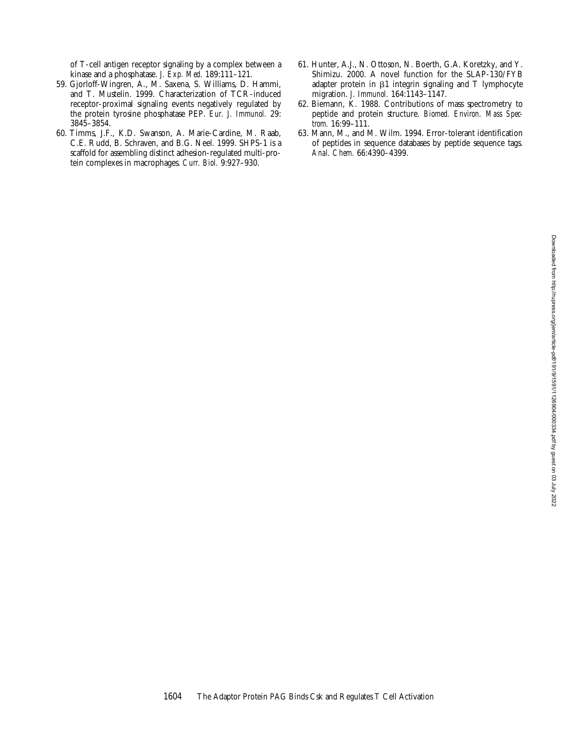of T-cell antigen receptor signaling by a complex between a kinase and a phosphatase. *J. Exp. Med.* 189:111–121.

59. Gjorloff-Wingren, A., M. Saxena, S. Williams, D. Hammi, and T. Mustelin. 1999. Characterization of TCR-induced receptor-proximal signaling events negatively regulated by the protein tyrosine phosphatase PEP. *Eur. J. Immunol.* 29: 3845–3854.
60. Timms, J.F., K.D. Swanson, A. Marie-Cardine, M. Raab, C.E. Rudd, B. Schraven, and B.G. Neel. 1999. SHPS-1 is a scaffold for assembling distinct adhesion-regulated multi-protein complexes in macrophages. *Curr. Biol.* 9:927–930.
61. Hunter, A.J., N. Ottoson, N. Boerth, G.A. Koretzky, and Y. Shimizu. 2000. A novel function for the SLAP-130/FYB adapter protein in β1 integrin signaling and T lymphocyte migration. *J. Immunol.* 164:1143–1147.
62. Biemann, K. 1988. Contributions of mass spectrometry to peptide and protein structure. *Biomed. Environ. Mass Spectrom.* 16:99–111.
63. Mann, M., and M. Wilm. 1994. Error-tolerant identification of peptides in sequence databases by peptide sequence tags. *Anal. Chem.* 66:4390–4399.